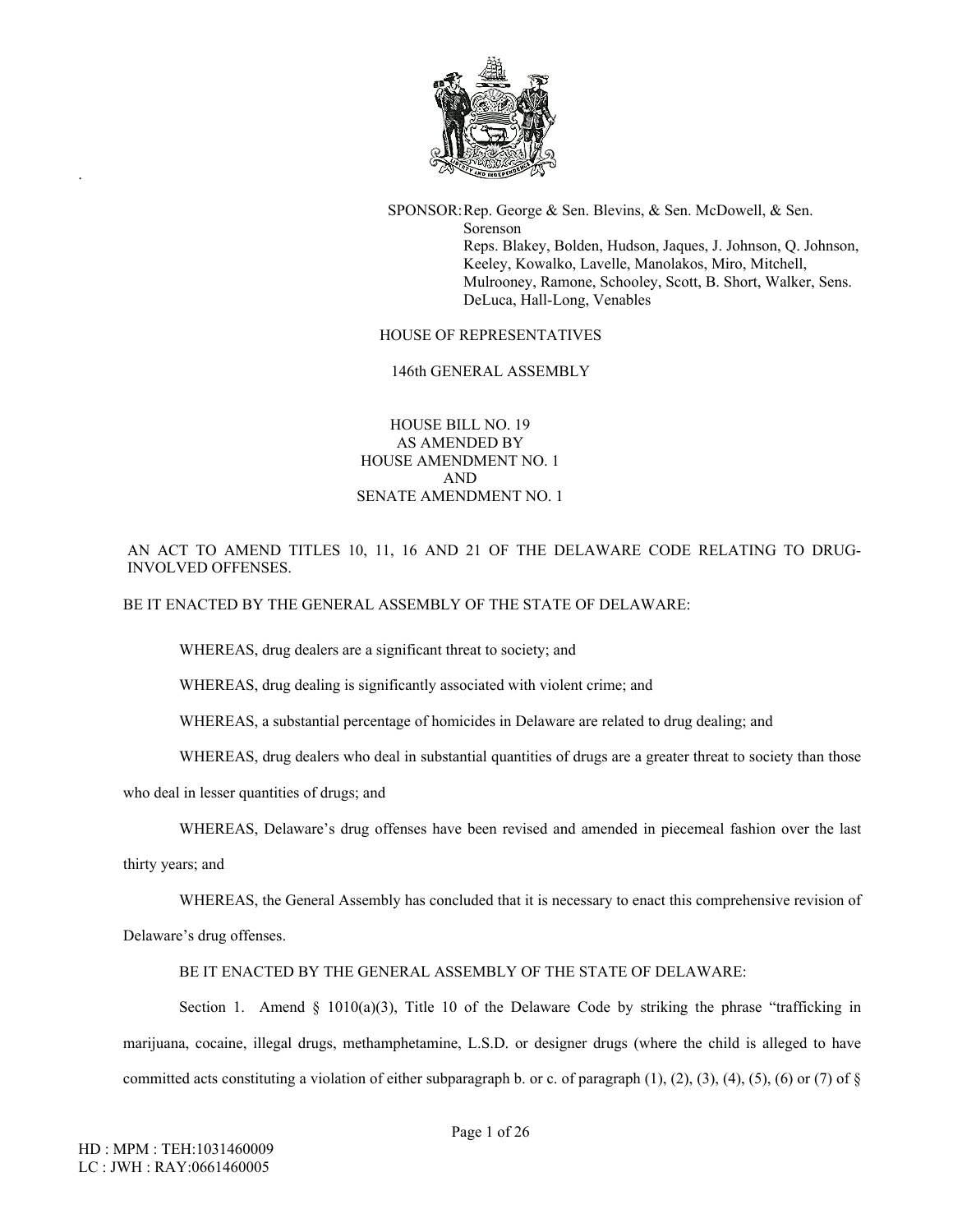SPONSOR: Rep. George & Sen. Blevins, & Sen. McDowell, & Sen. Sorenson
Reps. Blakey, Bolden, Hudson, Jaques, J. Johnson, Q. Johnson, Keeley, Kowalko, Lavelle, Manolakos, Miro, Mitchell, Mulrooney, Ramone, Schooley, Scott, B. Short, Walker, Sens. DeLuca, Hall-Long, Venables

HOUSE OF REPRESENTATIVES

146th GENERAL ASSEMBLY

HOUSE BILL NO. 19
AS AMENDED BY
HOUSE AMENDMENT NO. 1
AND
SENATE AMENDMENT NO. 1

AN ACT TO AMEND TITLES 10, 11, 16 AND 21 OF THE DELAWARE CODE RELATING TO DRUG-INVOLVED OFFENSES.

BE IT ENACTED BY THE GENERAL ASSEMBLY OF THE STATE OF DELAWARE:

WHEREAS, drug dealers are a significant threat to society; and

WHEREAS, drug dealing is significantly associated with violent crime; and

WHEREAS, a substantial percentage of homicides in Delaware are related to drug dealing; and

WHEREAS, drug dealers who deal in substantial quantities of drugs are a greater threat to society than those who deal in lesser quantities of drugs; and

WHEREAS, Delaware's drug offenses have been revised and amended in piecemeal fashion over the last thirty years; and

WHEREAS, the General Assembly has concluded that it is necessary to enact this comprehensive revision of Delaware's drug offenses.

BE IT ENACTED BY THE GENERAL ASSEMBLY OF THE STATE OF DELAWARE:

Section 1. Amend § 1010(a)(3), Title 10 of the Delaware Code by striking the phrase "trafficking in marijuana, cocaine, illegal drugs, methamphetamine, L.S.D. or designer drugs (where the child is alleged to have committed acts constituting a violation of either subparagraph b. or c. of paragraph (1), (2), (3), (4), (5), (6) or (7) of §

HD : MPM : TEH:1031460009
LC : JWH : RAY:0661460005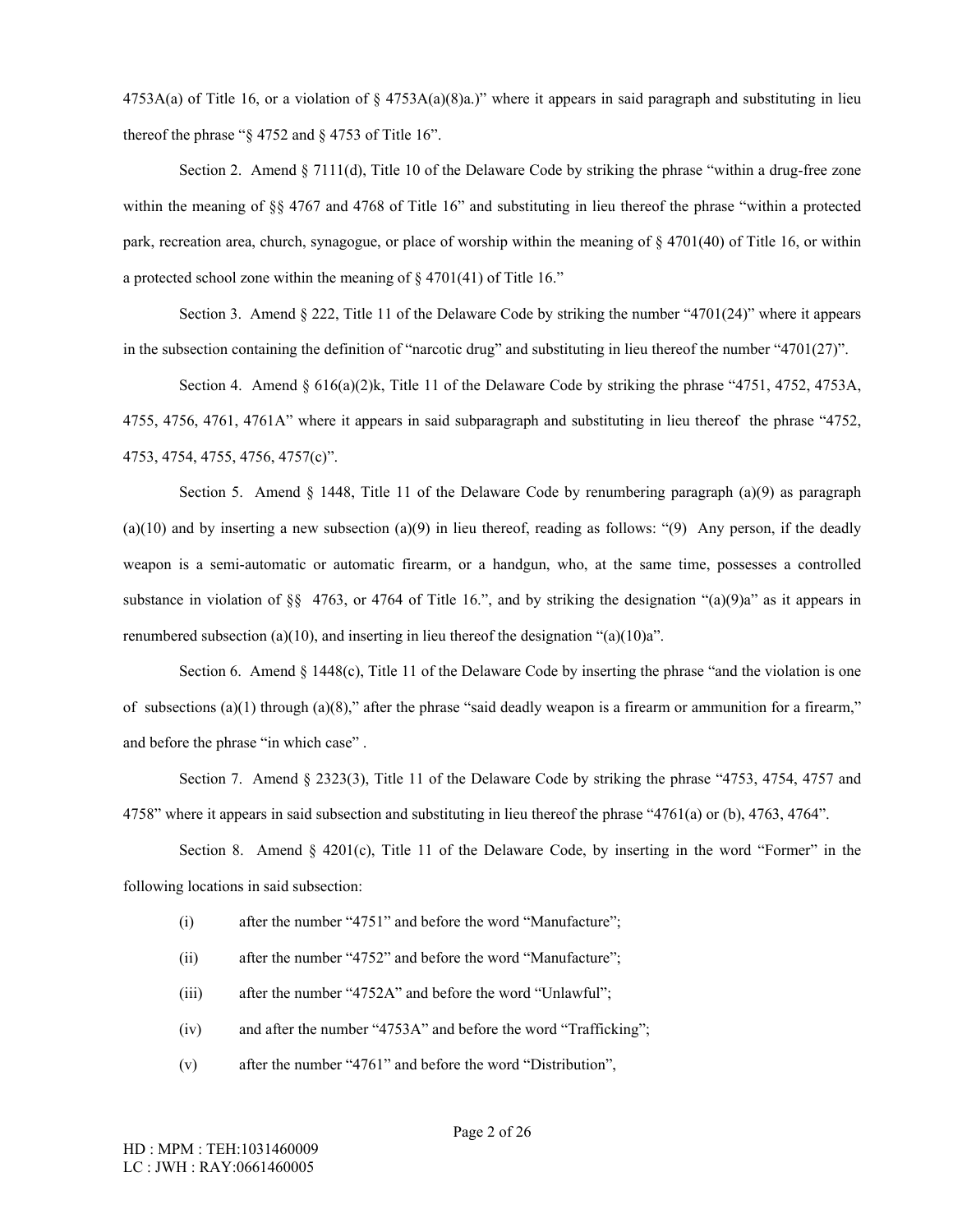4753A(a) of Title 16, or a violation of § 4753A(a)(8)a.)" where it appears in said paragraph and substituting in lieu thereof the phrase "§ 4752 and § 4753 of Title 16".

Section 2. Amend § 7111(d), Title 10 of the Delaware Code by striking the phrase "within a drug-free zone within the meaning of §§ 4767 and 4768 of Title 16" and substituting in lieu thereof the phrase "within a protected park, recreation area, church, synagogue, or place of worship within the meaning of § 4701(40) of Title 16, or within a protected school zone within the meaning of § 4701(41) of Title 16."

Section 3. Amend § 222, Title 11 of the Delaware Code by striking the number "4701(24)" where it appears in the subsection containing the definition of "narcotic drug" and substituting in lieu thereof the number "4701(27)".

Section 4. Amend § 616(a)(2)k, Title 11 of the Delaware Code by striking the phrase "4751, 4752, 4753A, 4755, 4756, 4761, 4761A" where it appears in said subparagraph and substituting in lieu thereof the phrase "4752, 4753, 4754, 4755, 4756, 4757(c)".

Section 5. Amend § 1448, Title 11 of the Delaware Code by renumbering paragraph (a)(9) as paragraph (a)(10) and by inserting a new subsection (a)(9) in lieu thereof, reading as follows: "(9) Any person, if the deadly weapon is a semi-automatic or automatic firearm, or a handgun, who, at the same time, possesses a controlled substance in violation of §§ 4763, or 4764 of Title 16.", and by striking the designation "(a)(9)a" as it appears in renumbered subsection (a)(10), and inserting in lieu thereof the designation "(a)(10)a".

Section 6. Amend § 1448(c), Title 11 of the Delaware Code by inserting the phrase "and the violation is one of subsections (a)(1) through (a)(8)," after the phrase "said deadly weapon is a firearm or ammunition for a firearm," and before the phrase "in which case" .

Section 7. Amend § 2323(3), Title 11 of the Delaware Code by striking the phrase "4753, 4754, 4757 and 4758" where it appears in said subsection and substituting in lieu thereof the phrase "4761(a) or (b), 4763, 4764".

Section 8. Amend § 4201(c), Title 11 of the Delaware Code, by inserting in the word "Former" in the following locations in said subsection:

(i) after the number "4751" and before the word "Manufacture";

(ii) after the number "4752" and before the word "Manufacture";

(iii) after the number "4752A" and before the word "Unlawful";

(iv) and after the number "4753A" and before the word "Trafficking";

(v) after the number "4761" and before the word "Distribution",

HD : MPM : TEH:1031460009
LC : JWH : RAY:0661460005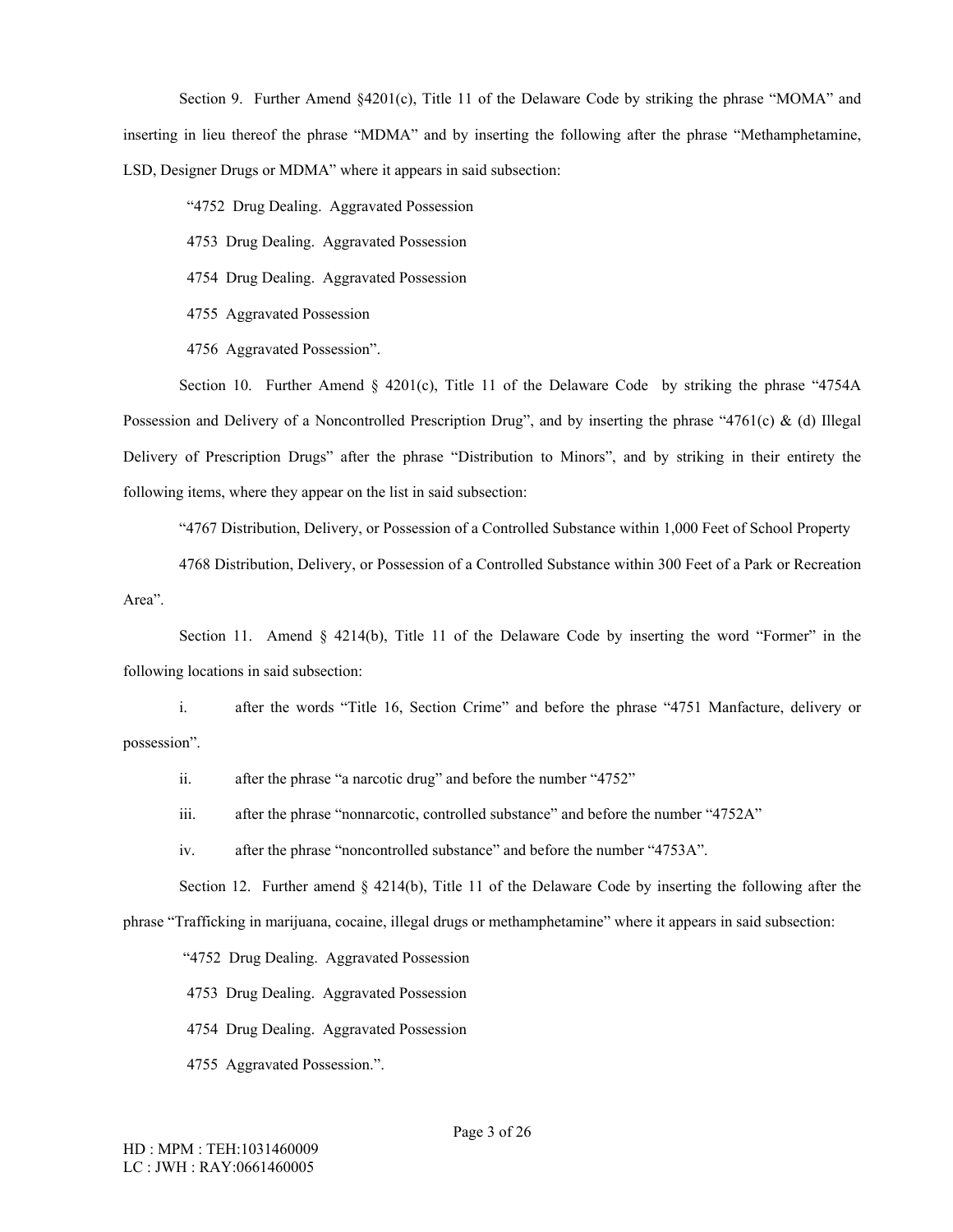Section 9. Further Amend §4201(c), Title 11 of the Delaware Code by striking the phrase "MOMA" and inserting in lieu thereof the phrase "MDMA" and by inserting the following after the phrase "Methamphetamine, LSD, Designer Drugs or MDMA" where it appears in said subsection:

"4752 Drug Dealing. Aggravated Possession

4753 Drug Dealing. Aggravated Possession

4754 Drug Dealing. Aggravated Possession

4755 Aggravated Possession

4756 Aggravated Possession".

Section 10. Further Amend § 4201(c), Title 11 of the Delaware Code by striking the phrase "4754A Possession and Delivery of a Noncontrolled Prescription Drug", and by inserting the phrase "4761(c) & (d) Illegal Delivery of Prescription Drugs" after the phrase "Distribution to Minors", and by striking in their entirety the following items, where they appear on the list in said subsection:

"4767 Distribution, Delivery, or Possession of a Controlled Substance within 1,000 Feet of School Property

4768 Distribution, Delivery, or Possession of a Controlled Substance within 300 Feet of a Park or Recreation Area".

Section 11. Amend § 4214(b), Title 11 of the Delaware Code by inserting the word "Former" in the following locations in said subsection:

i. after the words "Title 16, Section Crime" and before the phrase "4751 Manfacture, delivery or possession".

ii. after the phrase "a narcotic drug" and before the number "4752"

iii. after the phrase "nonnarcotic, controlled substance" and before the number "4752A"

iv. after the phrase "noncontrolled substance" and before the number "4753A".

Section 12. Further amend § 4214(b), Title 11 of the Delaware Code by inserting the following after the phrase "Trafficking in marijuana, cocaine, illegal drugs or methamphetamine" where it appears in said subsection:

"4752 Drug Dealing. Aggravated Possession

4753 Drug Dealing. Aggravated Possession

4754 Drug Dealing. Aggravated Possession

4755 Aggravated Possession.".

HD : MPM : TEH:1031460009
LC : JWH : RAY:0661460005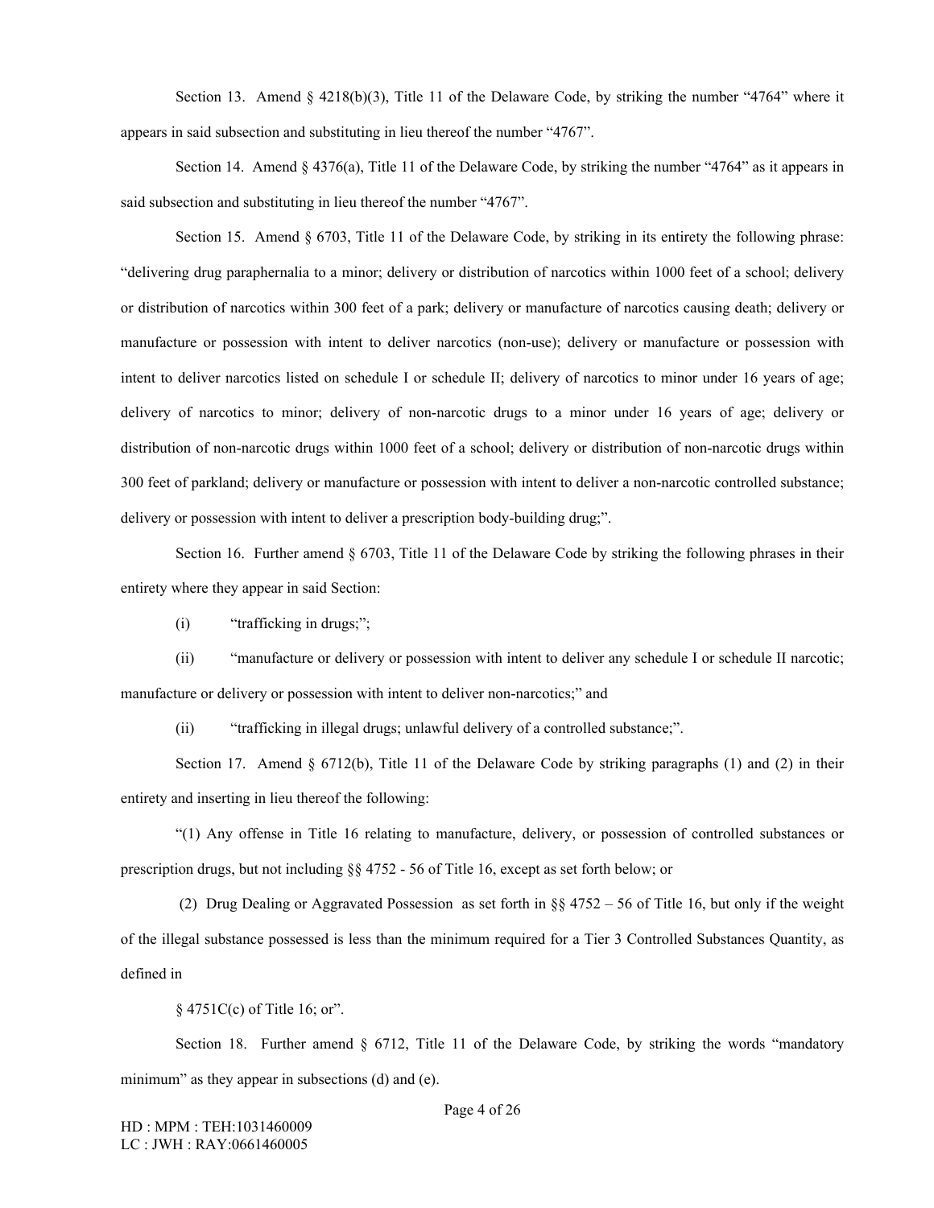Section 13. Amend § 4218(b)(3), Title 11 of the Delaware Code, by striking the number "4764" where it appears in said subsection and substituting in lieu thereof the number "4767".

Section 14. Amend § 4376(a), Title 11 of the Delaware Code, by striking the number "4764" as it appears in said subsection and substituting in lieu thereof the number "4767".

Section 15. Amend § 6703, Title 11 of the Delaware Code, by striking in its entirety the following phrase: "delivering drug paraphernalia to a minor; delivery or distribution of narcotics within 1000 feet of a school; delivery or distribution of narcotics within 300 feet of a park; delivery or manufacture of narcotics causing death; delivery or manufacture or possession with intent to deliver narcotics (non-use); delivery or manufacture or possession with intent to deliver narcotics listed on schedule I or schedule II; delivery of narcotics to minor under 16 years of age; delivery of narcotics to minor; delivery of non-narcotic drugs to a minor under 16 years of age; delivery or distribution of non-narcotic drugs within 1000 feet of a school; delivery or distribution of non-narcotic drugs within 300 feet of parkland; delivery or manufacture or possession with intent to deliver a non-narcotic controlled substance; delivery or possession with intent to deliver a prescription body-building drug;".

Section 16. Further amend § 6703, Title 11 of the Delaware Code by striking the following phrases in their entirety where they appear in said Section:

(i) "trafficking in drugs;";

(ii) "manufacture or delivery or possession with intent to deliver any schedule I or schedule II narcotic; manufacture or delivery or possession with intent to deliver non-narcotics;" and

(ii) "trafficking in illegal drugs; unlawful delivery of a controlled substance;".

Section 17. Amend § 6712(b), Title 11 of the Delaware Code by striking paragraphs (1) and (2) in their entirety and inserting in lieu thereof the following:

"(1) Any offense in Title 16 relating to manufacture, delivery, or possession of controlled substances or prescription drugs, but not including §§ 4752 - 56 of Title 16, except as set forth below; or

(2) Drug Dealing or Aggravated Possession as set forth in §§ 4752 – 56 of Title 16, but only if the weight of the illegal substance possessed is less than the minimum required for a Tier 3 Controlled Substances Quantity, as defined in

§ 4751C(c) of Title 16; or".

Section 18. Further amend § 6712, Title 11 of the Delaware Code, by striking the words "mandatory minimum" as they appear in subsections (d) and (e).

HD : MPM : TEH:1031460009
LC : JWH : RAY:0661460005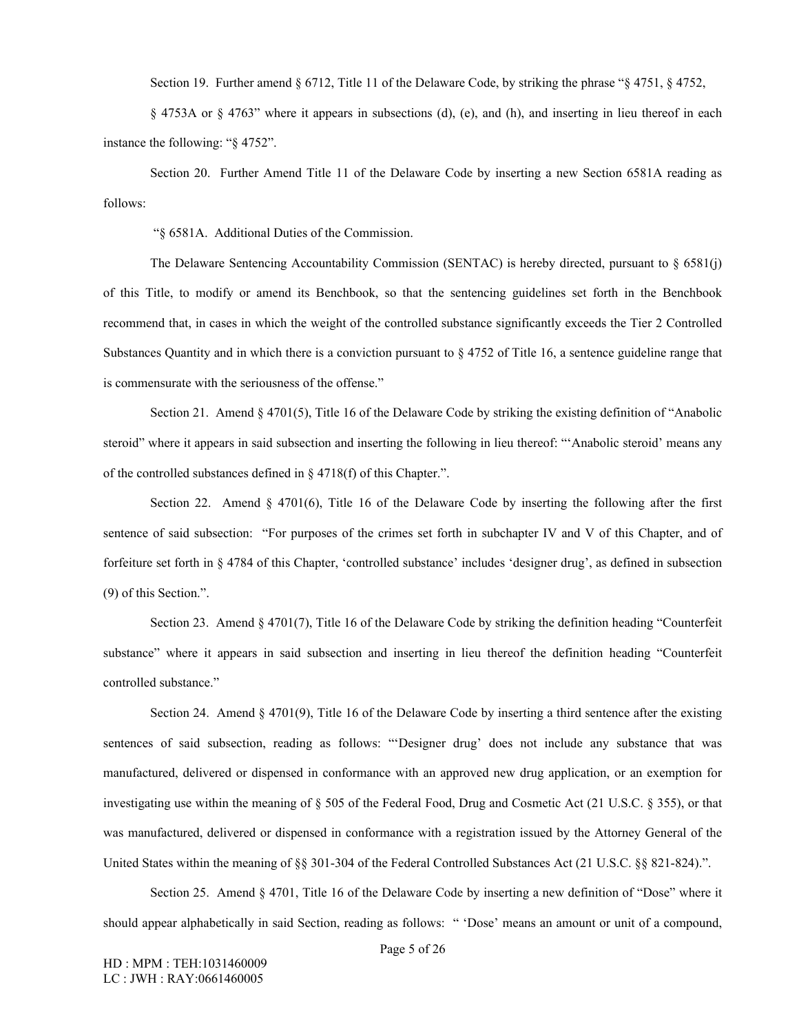Section 19. Further amend § 6712, Title 11 of the Delaware Code, by striking the phrase "§ 4751, § 4752, § 4753A or § 4763" where it appears in subsections (d), (e), and (h), and inserting in lieu thereof in each instance the following: "§ 4752".

Section 20. Further Amend Title 11 of the Delaware Code by inserting a new Section 6581A reading as follows:

"§ 6581A. Additional Duties of the Commission.

The Delaware Sentencing Accountability Commission (SENTAC) is hereby directed, pursuant to § 6581(j) of this Title, to modify or amend its Benchbook, so that the sentencing guidelines set forth in the Benchbook recommend that, in cases in which the weight of the controlled substance significantly exceeds the Tier 2 Controlled Substances Quantity and in which there is a conviction pursuant to § 4752 of Title 16, a sentence guideline range that is commensurate with the seriousness of the offense."

Section 21. Amend § 4701(5), Title 16 of the Delaware Code by striking the existing definition of "Anabolic steroid" where it appears in said subsection and inserting the following in lieu thereof: "'Anabolic steroid' means any of the controlled substances defined in § 4718(f) of this Chapter.".

Section 22. Amend § 4701(6), Title 16 of the Delaware Code by inserting the following after the first sentence of said subsection: "For purposes of the crimes set forth in subchapter IV and V of this Chapter, and of forfeiture set forth in § 4784 of this Chapter, 'controlled substance' includes 'designer drug', as defined in subsection (9) of this Section.".

Section 23. Amend § 4701(7), Title 16 of the Delaware Code by striking the definition heading "Counterfeit substance" where it appears in said subsection and inserting in lieu thereof the definition heading "Counterfeit controlled substance."

Section 24. Amend § 4701(9), Title 16 of the Delaware Code by inserting a third sentence after the existing sentences of said subsection, reading as follows: "'Designer drug' does not include any substance that was manufactured, delivered or dispensed in conformance with an approved new drug application, or an exemption for investigating use within the meaning of § 505 of the Federal Food, Drug and Cosmetic Act (21 U.S.C. § 355), or that was manufactured, delivered or dispensed in conformance with a registration issued by the Attorney General of the United States within the meaning of §§ 301-304 of the Federal Controlled Substances Act (21 U.S.C. §§ 821-824).".

Section 25. Amend § 4701, Title 16 of the Delaware Code by inserting a new definition of "Dose" where it should appear alphabetically in said Section, reading as follows: " 'Dose' means an amount or unit of a compound,

HD : MPM : TEH:1031460009
LC : JWH : RAY:0661460005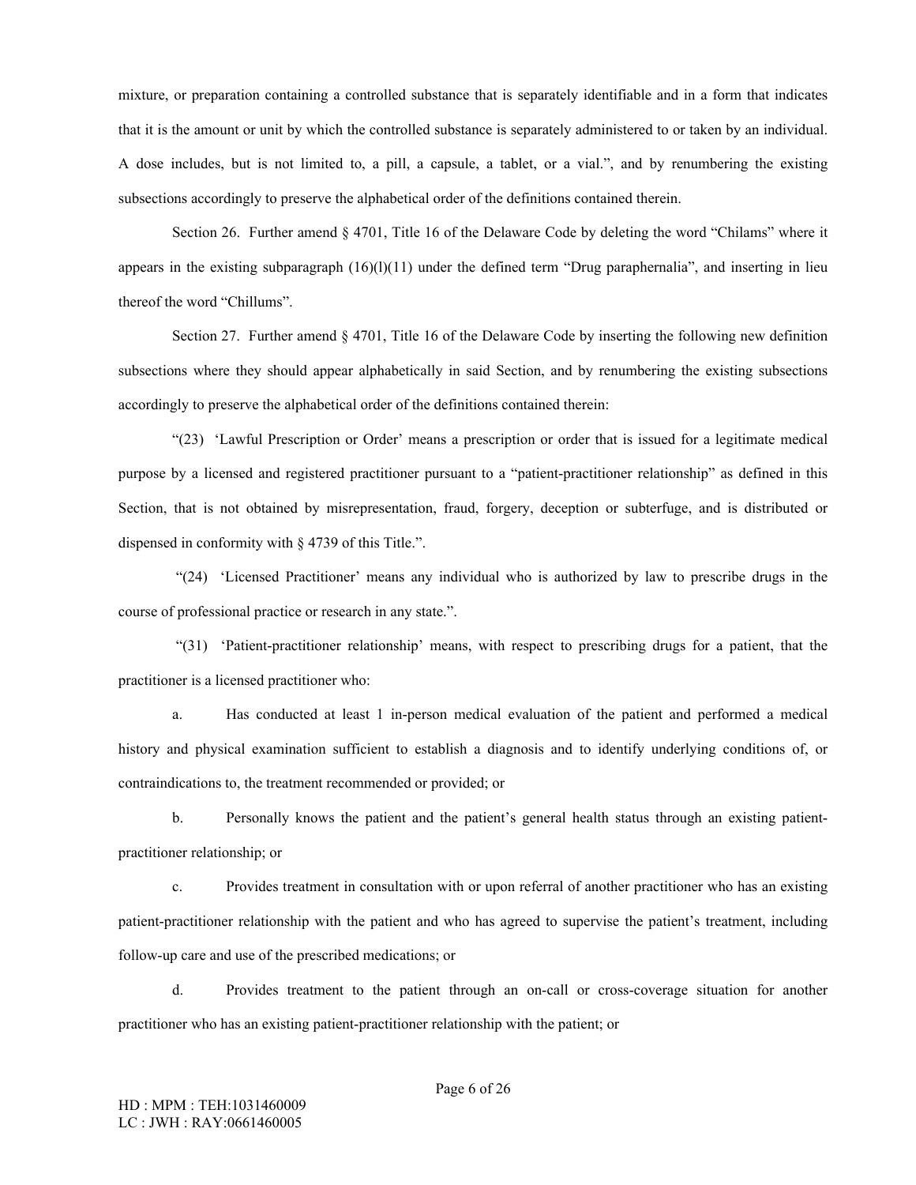mixture, or preparation containing a controlled substance that is separately identifiable and in a form that indicates that it is the amount or unit by which the controlled substance is separately administered to or taken by an individual. A dose includes, but is not limited to, a pill, a capsule, a tablet, or a vial.", and by renumbering the existing subsections accordingly to preserve the alphabetical order of the definitions contained therein.

Section 26. Further amend § 4701, Title 16 of the Delaware Code by deleting the word "Chilams" where it appears in the existing subparagraph (16)(l)(11) under the defined term "Drug paraphernalia", and inserting in lieu thereof the word "Chillums".

Section 27. Further amend § 4701, Title 16 of the Delaware Code by inserting the following new definition subsections where they should appear alphabetically in said Section, and by renumbering the existing subsections accordingly to preserve the alphabetical order of the definitions contained therein:

"(23) 'Lawful Prescription or Order' means a prescription or order that is issued for a legitimate medical purpose by a licensed and registered practitioner pursuant to a "patient-practitioner relationship" as defined in this Section, that is not obtained by misrepresentation, fraud, forgery, deception or subterfuge, and is distributed or dispensed in conformity with § 4739 of this Title.".

"(24) 'Licensed Practitioner' means any individual who is authorized by law to prescribe drugs in the course of professional practice or research in any state.".

"(31) 'Patient-practitioner relationship' means, with respect to prescribing drugs for a patient, that the practitioner is a licensed practitioner who:

a. Has conducted at least 1 in-person medical evaluation of the patient and performed a medical history and physical examination sufficient to establish a diagnosis and to identify underlying conditions of, or contraindications to, the treatment recommended or provided; or

b. Personally knows the patient and the patient's general health status through an existing patient-practitioner relationship; or

c. Provides treatment in consultation with or upon referral of another practitioner who has an existing patient-practitioner relationship with the patient and who has agreed to supervise the patient's treatment, including follow-up care and use of the prescribed medications; or

d. Provides treatment to the patient through an on-call or cross-coverage situation for another practitioner who has an existing patient-practitioner relationship with the patient; or

HD : MPM : TEH:1031460009
LC : JWH : RAY:0661460005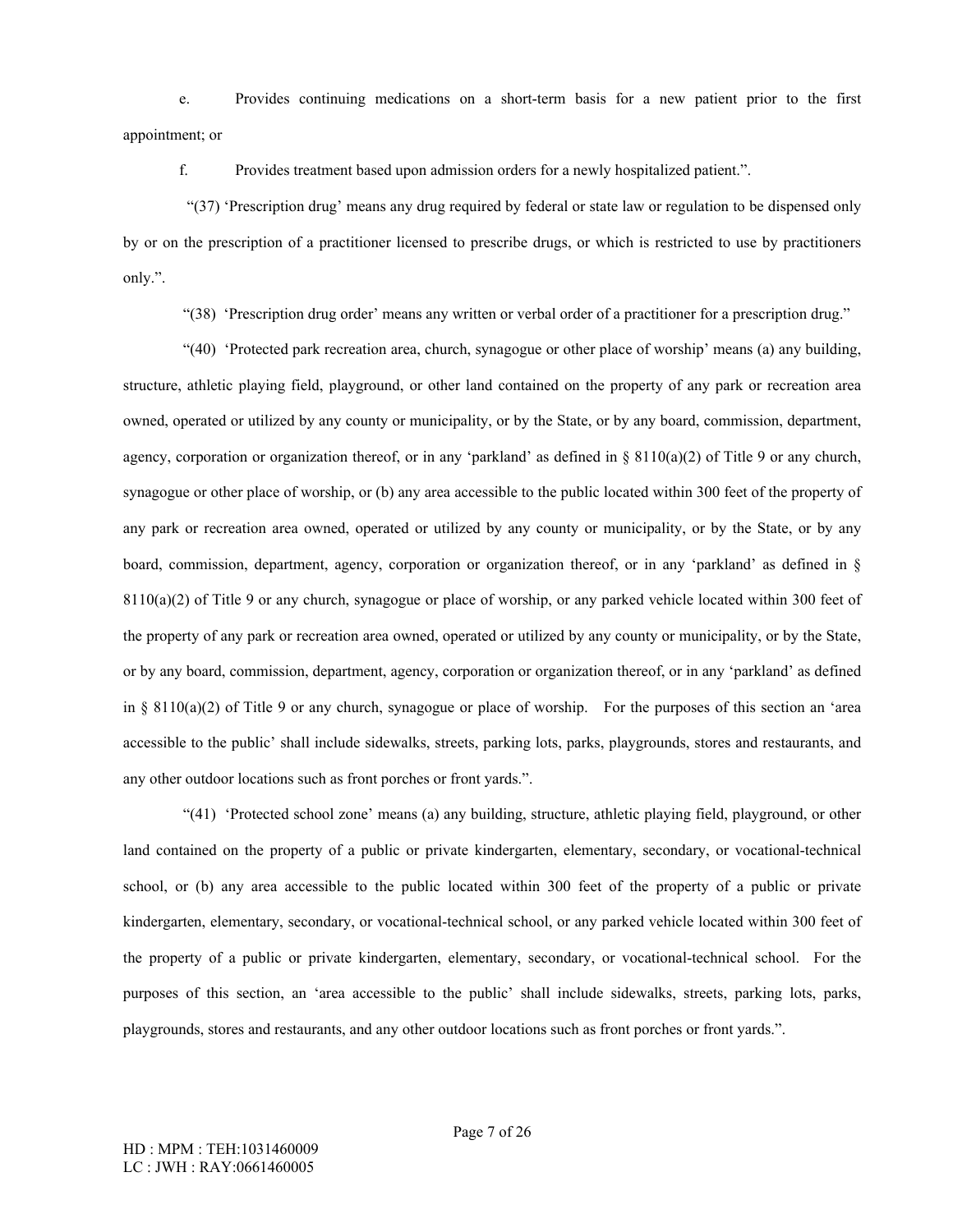e. Provides continuing medications on a short-term basis for a new patient prior to the first appointment; or

f. Provides treatment based upon admission orders for a newly hospitalized patient.”.

“(37) ‘Prescription drug’ means any drug required by federal or state law or regulation to be dispensed only by or on the prescription of a practitioner licensed to prescribe drugs, or which is restricted to use by practitioners only.”.

“(38) ‘Prescription drug order’ means any written or verbal order of a practitioner for a prescription drug.”

“(40) ‘Protected park recreation area, church, synagogue or other place of worship’ means (a) any building, structure, athletic playing field, playground, or other land contained on the property of any park or recreation area owned, operated or utilized by any county or municipality, or by the State, or by any board, commission, department, agency, corporation or organization thereof, or in any ‘parkland’ as defined in § 8110(a)(2) of Title 9 or any church, synagogue or other place of worship, or (b) any area accessible to the public located within 300 feet of the property of any park or recreation area owned, operated or utilized by any county or municipality, or by the State, or by any board, commission, department, agency, corporation or organization thereof, or in any ‘parkland’ as defined in § 8110(a)(2) of Title 9 or any church, synagogue or place of worship, or any parked vehicle located within 300 feet of the property of any park or recreation area owned, operated or utilized by any county or municipality, or by the State, or by any board, commission, department, agency, corporation or organization thereof, or in any ‘parkland’ as defined in § 8110(a)(2) of Title 9 or any church, synagogue or place of worship. For the purposes of this section an ‘area accessible to the public’ shall include sidewalks, streets, parking lots, parks, playgrounds, stores and restaurants, and any other outdoor locations such as front porches or front yards.”.

“(41) ‘Protected school zone’ means (a) any building, structure, athletic playing field, playground, or other land contained on the property of a public or private kindergarten, elementary, secondary, or vocational-technical school, or (b) any area accessible to the public located within 300 feet of the property of a public or private kindergarten, elementary, secondary, or vocational-technical school, or any parked vehicle located within 300 feet of the property of a public or private kindergarten, elementary, secondary, or vocational-technical school. For the purposes of this section, an ‘area accessible to the public’ shall include sidewalks, streets, parking lots, parks, playgrounds, stores and restaurants, and any other outdoor locations such as front porches or front yards.”.

HD : MPM : TEH:1031460009
LC : JWH : RAY:0661460005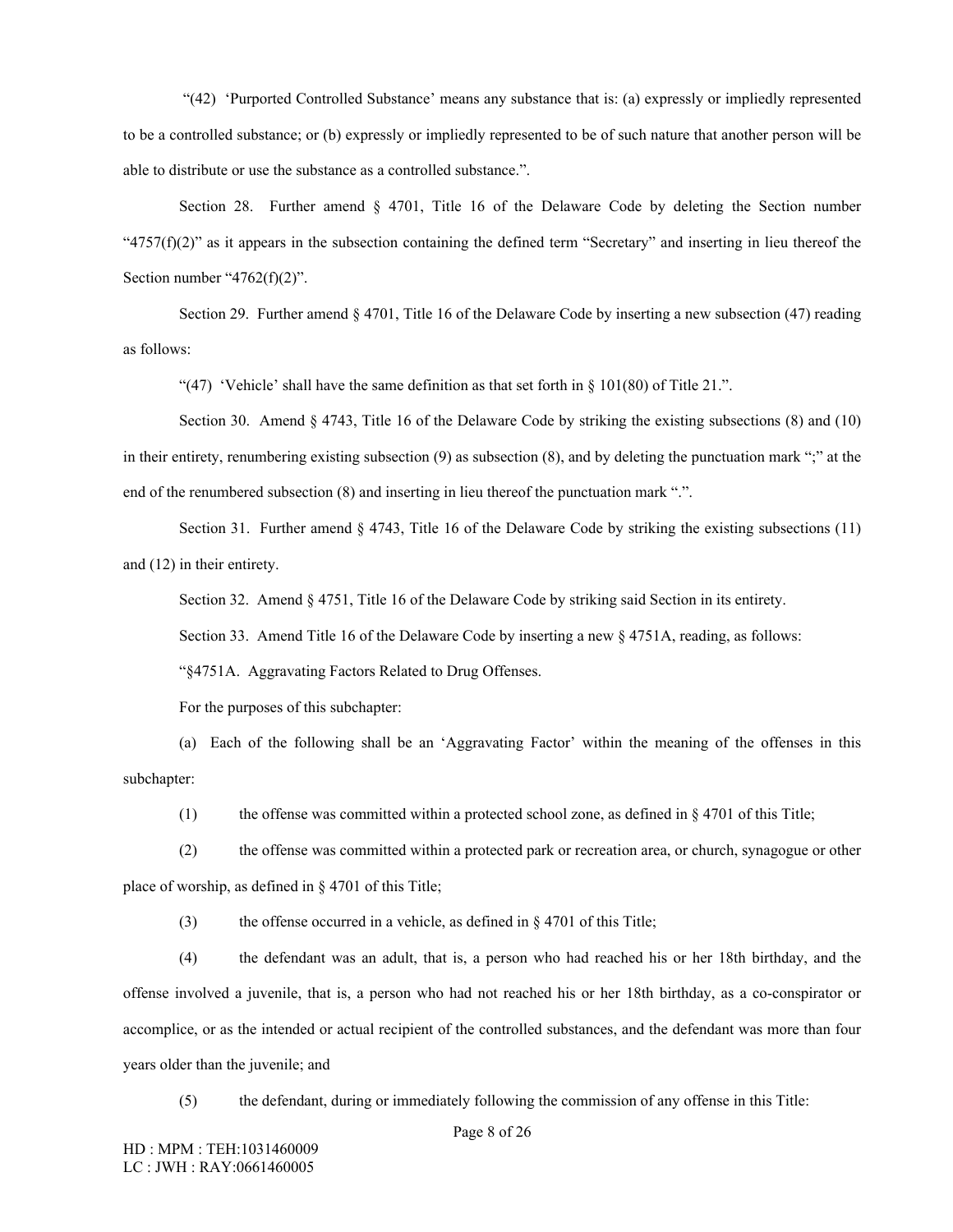"(42) 'Purported Controlled Substance' means any substance that is: (a) expressly or impliedly represented to be a controlled substance; or (b) expressly or impliedly represented to be of such nature that another person will be able to distribute or use the substance as a controlled substance.".

Section 28. Further amend § 4701, Title 16 of the Delaware Code by deleting the Section number "4757(f)(2)" as it appears in the subsection containing the defined term "Secretary" and inserting in lieu thereof the Section number "4762(f)(2)".

Section 29. Further amend § 4701, Title 16 of the Delaware Code by inserting a new subsection (47) reading as follows:

"(47) 'Vehicle' shall have the same definition as that set forth in § 101(80) of Title 21.".

Section 30. Amend § 4743, Title 16 of the Delaware Code by striking the existing subsections (8) and (10) in their entirety, renumbering existing subsection (9) as subsection (8), and by deleting the punctuation mark ";" at the end of the renumbered subsection (8) and inserting in lieu thereof the punctuation mark ".".

Section 31. Further amend § 4743, Title 16 of the Delaware Code by striking the existing subsections (11) and (12) in their entirety.

Section 32. Amend § 4751, Title 16 of the Delaware Code by striking said Section in its entirety.

Section 33. Amend Title 16 of the Delaware Code by inserting a new § 4751A, reading, as follows:

"§4751A. Aggravating Factors Related to Drug Offenses.

For the purposes of this subchapter:

(a) Each of the following shall be an 'Aggravating Factor' within the meaning of the offenses in this subchapter:

(1) the offense was committed within a protected school zone, as defined in § 4701 of this Title;

(2) the offense was committed within a protected park or recreation area, or church, synagogue or other place of worship, as defined in § 4701 of this Title;

(3) the offense occurred in a vehicle, as defined in § 4701 of this Title;

(4) the defendant was an adult, that is, a person who had reached his or her 18th birthday, and the offense involved a juvenile, that is, a person who had not reached his or her 18th birthday, as a co-conspirator or accomplice, or as the intended or actual recipient of the controlled substances, and the defendant was more than four years older than the juvenile; and

(5) the defendant, during or immediately following the commission of any offense in this Title:

HD : MPM : TEH:1031460009
LC : JWH : RAY:0661460005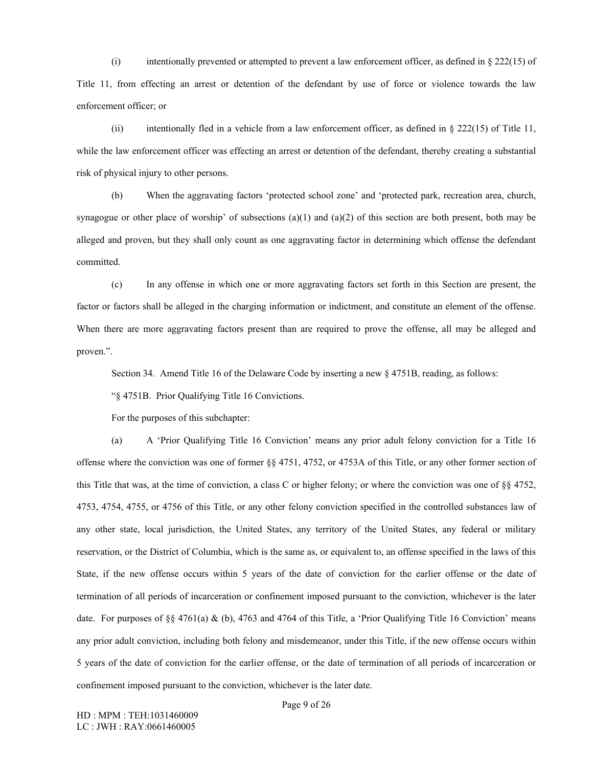(i) intentionally prevented or attempted to prevent a law enforcement officer, as defined in § 222(15) of Title 11, from effecting an arrest or detention of the defendant by use of force or violence towards the law enforcement officer; or

(ii) intentionally fled in a vehicle from a law enforcement officer, as defined in § 222(15) of Title 11, while the law enforcement officer was effecting an arrest or detention of the defendant, thereby creating a substantial risk of physical injury to other persons.

(b) When the aggravating factors 'protected school zone' and 'protected park, recreation area, church, synagogue or other place of worship' of subsections (a)(1) and (a)(2) of this section are both present, both may be alleged and proven, but they shall only count as one aggravating factor in determining which offense the defendant committed.

(c) In any offense in which one or more aggravating factors set forth in this Section are present, the factor or factors shall be alleged in the charging information or indictment, and constitute an element of the offense. When there are more aggravating factors present than are required to prove the offense, all may be alleged and proven.".

Section 34. Amend Title 16 of the Delaware Code by inserting a new § 4751B, reading, as follows:

"§ 4751B. Prior Qualifying Title 16 Convictions.

For the purposes of this subchapter:

(a) A 'Prior Qualifying Title 16 Conviction' means any prior adult felony conviction for a Title 16 offense where the conviction was one of former §§ 4751, 4752, or 4753A of this Title, or any other former section of this Title that was, at the time of conviction, a class C or higher felony; or where the conviction was one of §§ 4752, 4753, 4754, 4755, or 4756 of this Title, or any other felony conviction specified in the controlled substances law of any other state, local jurisdiction, the United States, any territory of the United States, any federal or military reservation, or the District of Columbia, which is the same as, or equivalent to, an offense specified in the laws of this State, if the new offense occurs within 5 years of the date of conviction for the earlier offense or the date of termination of all periods of incarceration or confinement imposed pursuant to the conviction, whichever is the later date. For purposes of §§ 4761(a) & (b), 4763 and 4764 of this Title, a 'Prior Qualifying Title 16 Conviction' means any prior adult conviction, including both felony and misdemeanor, under this Title, if the new offense occurs within 5 years of the date of conviction for the earlier offense, or the date of termination of all periods of incarceration or confinement imposed pursuant to the conviction, whichever is the later date.

HD : MPM : TEH:1031460009
LC : JWH : RAY:0661460005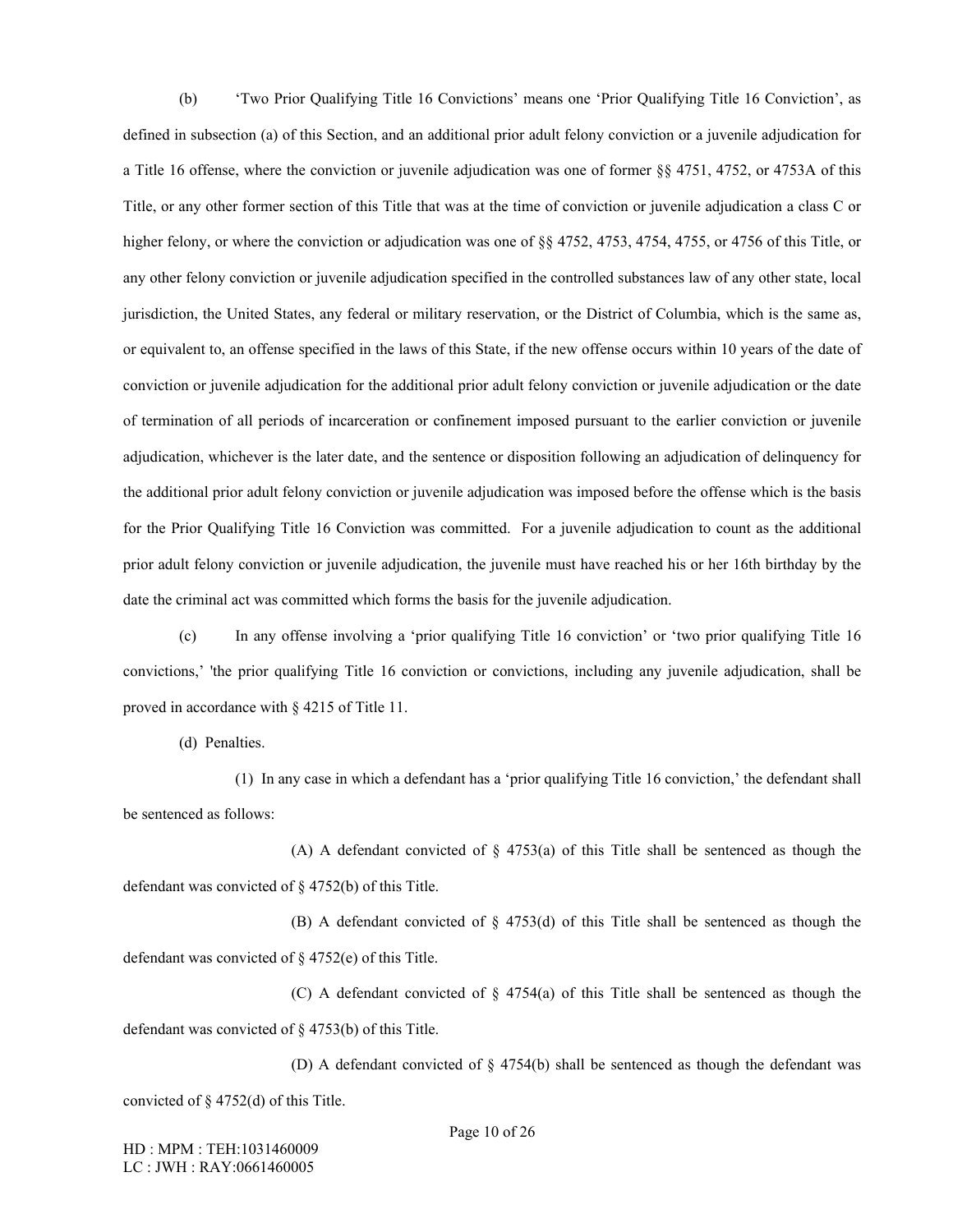(b) ‘Two Prior Qualifying Title 16 Convictions’ means one ‘Prior Qualifying Title 16 Conviction’, as defined in subsection (a) of this Section, and an additional prior adult felony conviction or a juvenile adjudication for a Title 16 offense, where the conviction or juvenile adjudication was one of former §§ 4751, 4752, or 4753A of this Title, or any other former section of this Title that was at the time of conviction or juvenile adjudication a class C or higher felony, or where the conviction or adjudication was one of §§ 4752, 4753, 4754, 4755, or 4756 of this Title, or any other felony conviction or juvenile adjudication specified in the controlled substances law of any other state, local jurisdiction, the United States, any federal or military reservation, or the District of Columbia, which is the same as, or equivalent to, an offense specified in the laws of this State, if the new offense occurs within 10 years of the date of conviction or juvenile adjudication for the additional prior adult felony conviction or juvenile adjudication or the date of termination of all periods of incarceration or confinement imposed pursuant to the earlier conviction or juvenile adjudication, whichever is the later date, and the sentence or disposition following an adjudication of delinquency for the additional prior adult felony conviction or juvenile adjudication was imposed before the offense which is the basis for the Prior Qualifying Title 16 Conviction was committed. For a juvenile adjudication to count as the additional prior adult felony conviction or juvenile adjudication, the juvenile must have reached his or her 16th birthday by the date the criminal act was committed which forms the basis for the juvenile adjudication.

(c) In any offense involving a ‘prior qualifying Title 16 conviction’ or ‘two prior qualifying Title 16 convictions,’ 'the prior qualifying Title 16 conviction or convictions, including any juvenile adjudication, shall be proved in accordance with § 4215 of Title 11.

(d) Penalties.

(1) In any case in which a defendant has a ‘prior qualifying Title 16 conviction,’ the defendant shall be sentenced as follows:

(A) A defendant convicted of § 4753(a) of this Title shall be sentenced as though the defendant was convicted of § 4752(b) of this Title.

(B) A defendant convicted of § 4753(d) of this Title shall be sentenced as though the defendant was convicted of § 4752(e) of this Title.

(C) A defendant convicted of § 4754(a) of this Title shall be sentenced as though the defendant was convicted of § 4753(b) of this Title.

(D) A defendant convicted of § 4754(b) shall be sentenced as though the defendant was convicted of § 4752(d) of this Title.

HD : MPM : TEH:1031460009
LC : JWH : RAY:0661460005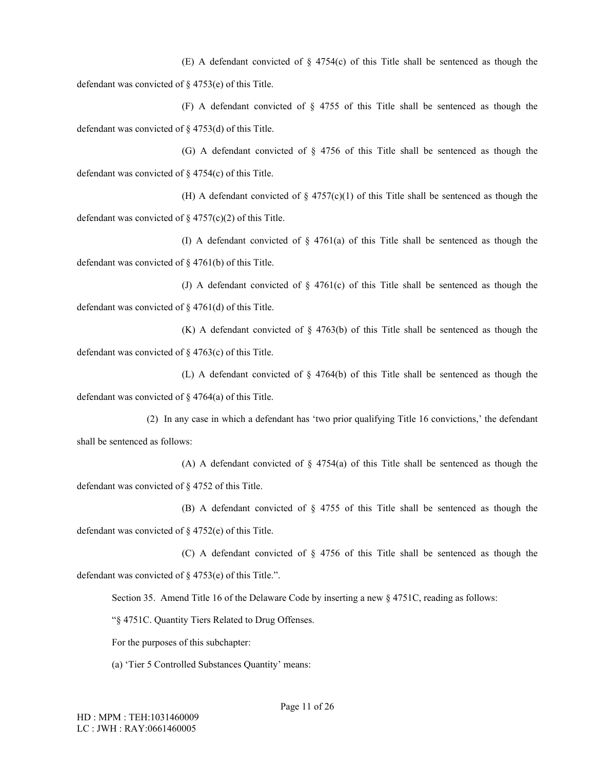(E) A defendant convicted of § 4754(c) of this Title shall be sentenced as though the defendant was convicted of § 4753(e) of this Title.

(F) A defendant convicted of § 4755 of this Title shall be sentenced as though the defendant was convicted of § 4753(d) of this Title.

(G) A defendant convicted of § 4756 of this Title shall be sentenced as though the defendant was convicted of § 4754(c) of this Title.

(H) A defendant convicted of § 4757(c)(1) of this Title shall be sentenced as though the defendant was convicted of § 4757(c)(2) of this Title.

(I) A defendant convicted of § 4761(a) of this Title shall be sentenced as though the defendant was convicted of § 4761(b) of this Title.

(J) A defendant convicted of § 4761(c) of this Title shall be sentenced as though the defendant was convicted of § 4761(d) of this Title.

(K) A defendant convicted of § 4763(b) of this Title shall be sentenced as though the defendant was convicted of § 4763(c) of this Title.

(L) A defendant convicted of § 4764(b) of this Title shall be sentenced as though the defendant was convicted of § 4764(a) of this Title.

(2) In any case in which a defendant has 'two prior qualifying Title 16 convictions,' the defendant shall be sentenced as follows:

(A) A defendant convicted of § 4754(a) of this Title shall be sentenced as though the defendant was convicted of § 4752 of this Title.

(B) A defendant convicted of § 4755 of this Title shall be sentenced as though the defendant was convicted of § 4752(e) of this Title.

(C) A defendant convicted of § 4756 of this Title shall be sentenced as though the defendant was convicted of § 4753(e) of this Title.".

Section 35. Amend Title 16 of the Delaware Code by inserting a new § 4751C, reading as follows:

"§ 4751C. Quantity Tiers Related to Drug Offenses.

For the purposes of this subchapter:

(a) 'Tier 5 Controlled Substances Quantity' means:

HD : MPM : TEH:1031460009
LC : JWH : RAY:0661460005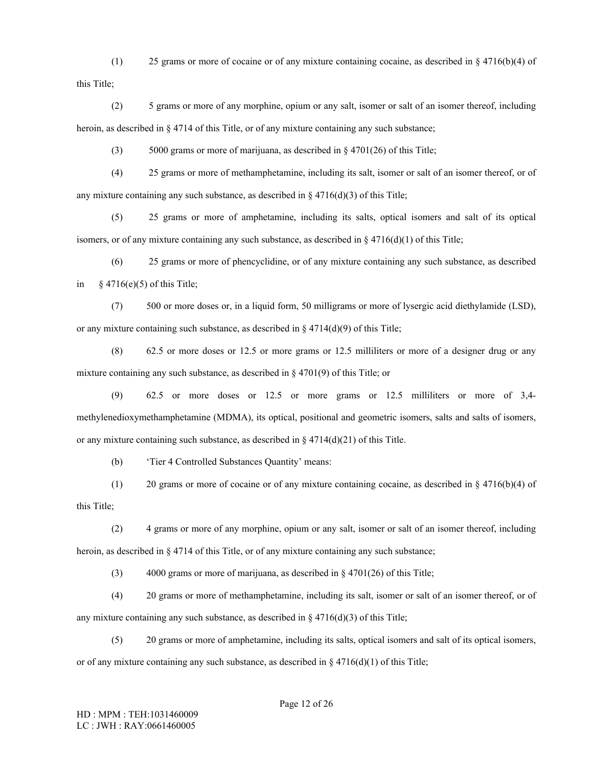(1) 25 grams or more of cocaine or of any mixture containing cocaine, as described in § 4716(b)(4) of this Title;

(2) 5 grams or more of any morphine, opium or any salt, isomer or salt of an isomer thereof, including heroin, as described in § 4714 of this Title, or of any mixture containing any such substance;

(3) 5000 grams or more of marijuana, as described in § 4701(26) of this Title;

(4) 25 grams or more of methamphetamine, including its salt, isomer or salt of an isomer thereof, or of any mixture containing any such substance, as described in § 4716(d)(3) of this Title;

(5) 25 grams or more of amphetamine, including its salts, optical isomers and salt of its optical isomers, or of any mixture containing any such substance, as described in § 4716(d)(1) of this Title;

(6) 25 grams or more of phencyclidine, or of any mixture containing any such substance, as described in § 4716(e)(5) of this Title;

(7) 500 or more doses or, in a liquid form, 50 milligrams or more of lysergic acid diethylamide (LSD), or any mixture containing such substance, as described in § 4714(d)(9) of this Title;

(8) 62.5 or more doses or 12.5 or more grams or 12.5 milliliters or more of a designer drug or any mixture containing any such substance, as described in § 4701(9) of this Title; or

(9) 62.5 or more doses or 12.5 or more grams or 12.5 milliliters or more of 3,4-methylenedioxymethamphetamine (MDMA), its optical, positional and geometric isomers, salts and salts of isomers, or any mixture containing such substance, as described in § 4714(d)(21) of this Title.

(b) 'Tier 4 Controlled Substances Quantity' means:

(1) 20 grams or more of cocaine or of any mixture containing cocaine, as described in § 4716(b)(4) of this Title;

(2) 4 grams or more of any morphine, opium or any salt, isomer or salt of an isomer thereof, including heroin, as described in § 4714 of this Title, or of any mixture containing any such substance;

(3) 4000 grams or more of marijuana, as described in § 4701(26) of this Title;

(4) 20 grams or more of methamphetamine, including its salt, isomer or salt of an isomer thereof, or of any mixture containing any such substance, as described in § 4716(d)(3) of this Title;

(5) 20 grams or more of amphetamine, including its salts, optical isomers and salt of its optical isomers, or of any mixture containing any such substance, as described in § 4716(d)(1) of this Title;

HD : MPM : TEH:1031460009
LC : JWH : RAY:0661460005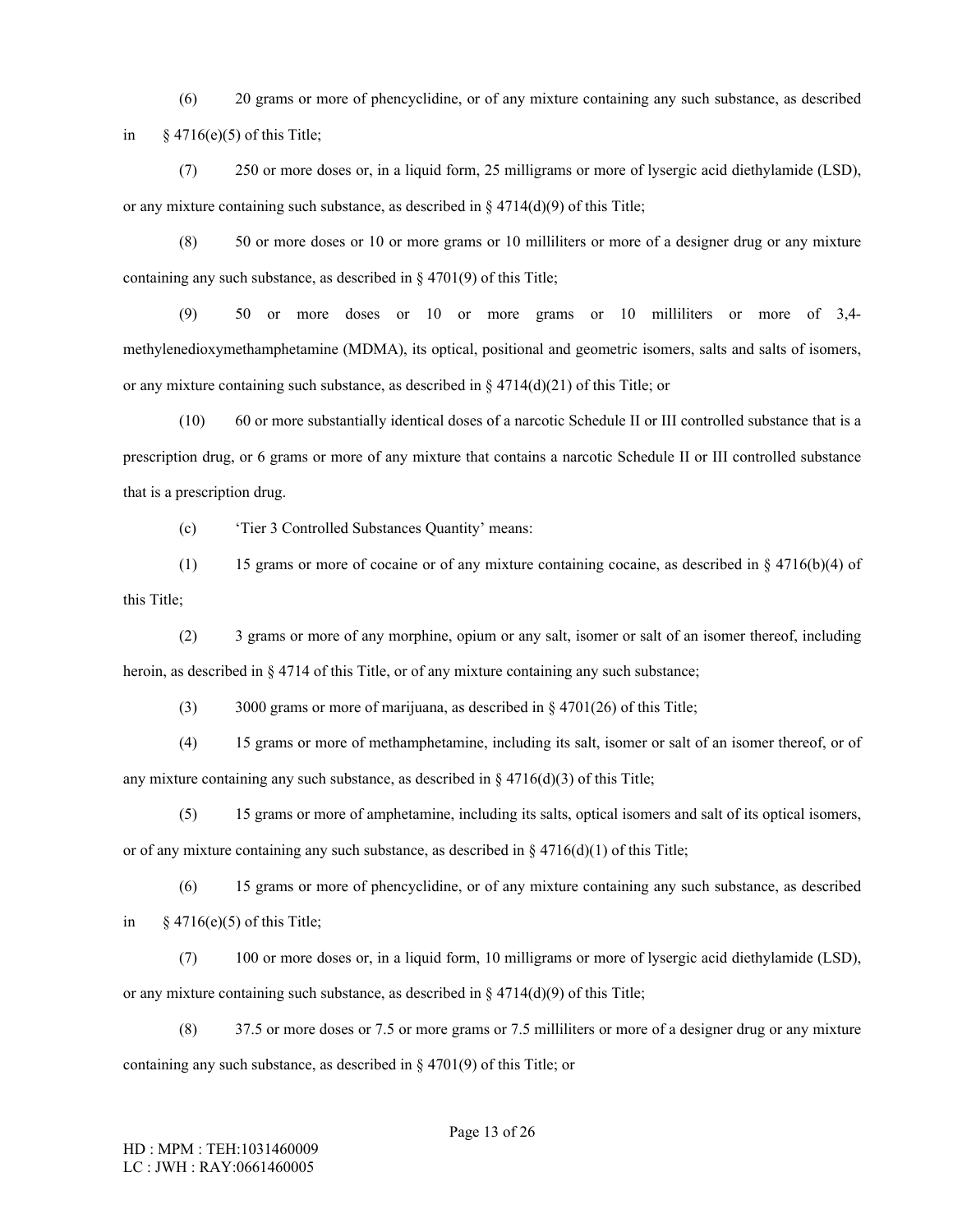(6) 20 grams or more of phencyclidine, or of any mixture containing any such substance, as described in § 4716(e)(5) of this Title;

(7) 250 or more doses or, in a liquid form, 25 milligrams or more of lysergic acid diethylamide (LSD), or any mixture containing such substance, as described in § 4714(d)(9) of this Title;

(8) 50 or more doses or 10 or more grams or 10 milliliters or more of a designer drug or any mixture containing any such substance, as described in § 4701(9) of this Title;

(9) 50 or more doses or 10 or more grams or 10 milliliters or more of 3,4-methylenedioxymethamphetamine (MDMA), its optical, positional and geometric isomers, salts and salts of isomers, or any mixture containing such substance, as described in § 4714(d)(21) of this Title; or

(10) 60 or more substantially identical doses of a narcotic Schedule II or III controlled substance that is a prescription drug, or 6 grams or more of any mixture that contains a narcotic Schedule II or III controlled substance that is a prescription drug.

(c) 'Tier 3 Controlled Substances Quantity' means:

(1) 15 grams or more of cocaine or of any mixture containing cocaine, as described in § 4716(b)(4) of this Title;

(2) 3 grams or more of any morphine, opium or any salt, isomer or salt of an isomer thereof, including heroin, as described in § 4714 of this Title, or of any mixture containing any such substance;

(3) 3000 grams or more of marijuana, as described in § 4701(26) of this Title;

(4) 15 grams or more of methamphetamine, including its salt, isomer or salt of an isomer thereof, or of any mixture containing any such substance, as described in § 4716(d)(3) of this Title;

(5) 15 grams or more of amphetamine, including its salts, optical isomers and salt of its optical isomers, or of any mixture containing any such substance, as described in § 4716(d)(1) of this Title;

(6) 15 grams or more of phencyclidine, or of any mixture containing any such substance, as described in § 4716(e)(5) of this Title;

(7) 100 or more doses or, in a liquid form, 10 milligrams or more of lysergic acid diethylamide (LSD), or any mixture containing such substance, as described in § 4714(d)(9) of this Title;

(8) 37.5 or more doses or 7.5 or more grams or 7.5 milliliters or more of a designer drug or any mixture containing any such substance, as described in § 4701(9) of this Title; or

HD : MPM : TEH:1031460009
LC : JWH : RAY:0661460005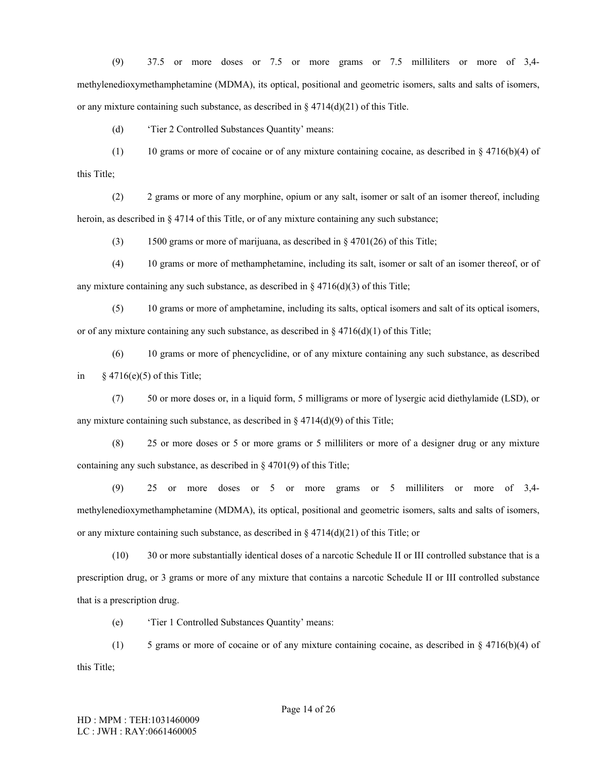(9) 37.5 or more doses or 7.5 or more grams or 7.5 milliliters or more of 3,4-methylenedioxymethamphetamine (MDMA), its optical, positional and geometric isomers, salts and salts of isomers, or any mixture containing such substance, as described in § 4714(d)(21) of this Title.

(d) 'Tier 2 Controlled Substances Quantity' means:

(1) 10 grams or more of cocaine or of any mixture containing cocaine, as described in § 4716(b)(4) of this Title;

(2) 2 grams or more of any morphine, opium or any salt, isomer or salt of an isomer thereof, including heroin, as described in § 4714 of this Title, or of any mixture containing any such substance;

(3) 1500 grams or more of marijuana, as described in § 4701(26) of this Title;

(4) 10 grams or more of methamphetamine, including its salt, isomer or salt of an isomer thereof, or of any mixture containing any such substance, as described in § 4716(d)(3) of this Title;

(5) 10 grams or more of amphetamine, including its salts, optical isomers and salt of its optical isomers, or of any mixture containing any such substance, as described in § 4716(d)(1) of this Title;

(6) 10 grams or more of phencyclidine, or of any mixture containing any such substance, as described in § 4716(e)(5) of this Title;

(7) 50 or more doses or, in a liquid form, 5 milligrams or more of lysergic acid diethylamide (LSD), or any mixture containing such substance, as described in § 4714(d)(9) of this Title;

(8) 25 or more doses or 5 or more grams or 5 milliliters or more of a designer drug or any mixture containing any such substance, as described in § 4701(9) of this Title;

(9) 25 or more doses or 5 or more grams or 5 milliliters or more of 3,4-methylenedioxymethamphetamine (MDMA), its optical, positional and geometric isomers, salts and salts of isomers, or any mixture containing such substance, as described in § 4714(d)(21) of this Title; or

(10) 30 or more substantially identical doses of a narcotic Schedule II or III controlled substance that is a prescription drug, or 3 grams or more of any mixture that contains a narcotic Schedule II or III controlled substance that is a prescription drug.

(e) 'Tier 1 Controlled Substances Quantity' means:

(1) 5 grams or more of cocaine or of any mixture containing cocaine, as described in § 4716(b)(4) of this Title;

HD : MPM : TEH:1031460009
LC : JWH : RAY:0661460005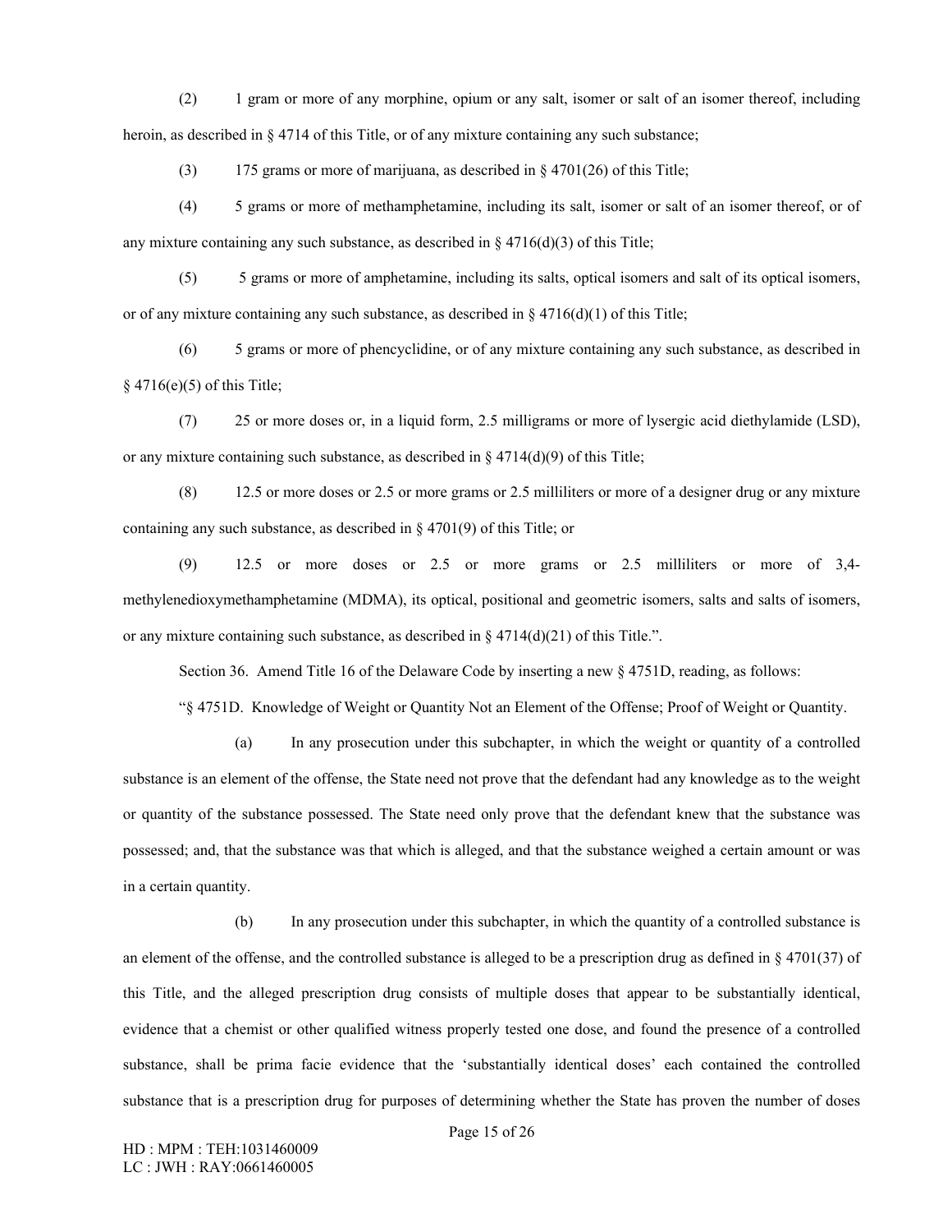(2) 1 gram or more of any morphine, opium or any salt, isomer or salt of an isomer thereof, including heroin, as described in § 4714 of this Title, or of any mixture containing any such substance;

(3) 175 grams or more of marijuana, as described in § 4701(26) of this Title;

(4) 5 grams or more of methamphetamine, including its salt, isomer or salt of an isomer thereof, or of any mixture containing any such substance, as described in § 4716(d)(3) of this Title;

(5) 5 grams or more of amphetamine, including its salts, optical isomers and salt of its optical isomers, or of any mixture containing any such substance, as described in § 4716(d)(1) of this Title;

(6) 5 grams or more of phencyclidine, or of any mixture containing any such substance, as described in § 4716(e)(5) of this Title;

(7) 25 or more doses or, in a liquid form, 2.5 milligrams or more of lysergic acid diethylamide (LSD), or any mixture containing such substance, as described in § 4714(d)(9) of this Title;

(8) 12.5 or more doses or 2.5 or more grams or 2.5 milliliters or more of a designer drug or any mixture containing any such substance, as described in § 4701(9) of this Title; or

(9) 12.5 or more doses or 2.5 or more grams or 2.5 milliliters or more of 3,4-methylenedioxymethamphetamine (MDMA), its optical, positional and geometric isomers, salts and salts of isomers, or any mixture containing such substance, as described in § 4714(d)(21) of this Title.".

Section 36. Amend Title 16 of the Delaware Code by inserting a new § 4751D, reading, as follows:

"§ 4751D. Knowledge of Weight or Quantity Not an Element of the Offense; Proof of Weight or Quantity.

(a) In any prosecution under this subchapter, in which the weight or quantity of a controlled substance is an element of the offense, the State need not prove that the defendant had any knowledge as to the weight or quantity of the substance possessed. The State need only prove that the defendant knew that the substance was possessed; and, that the substance was that which is alleged, and that the substance weighed a certain amount or was in a certain quantity.

(b) In any prosecution under this subchapter, in which the quantity of a controlled substance is an element of the offense, and the controlled substance is alleged to be a prescription drug as defined in § 4701(37) of this Title, and the alleged prescription drug consists of multiple doses that appear to be substantially identical, evidence that a chemist or other qualified witness properly tested one dose, and found the presence of a controlled substance, shall be prima facie evidence that the 'substantially identical doses' each contained the controlled substance that is a prescription drug for purposes of determining whether the State has proven the number of doses

HD : MPM : TEH:1031460009
LC : JWH : RAY:0661460005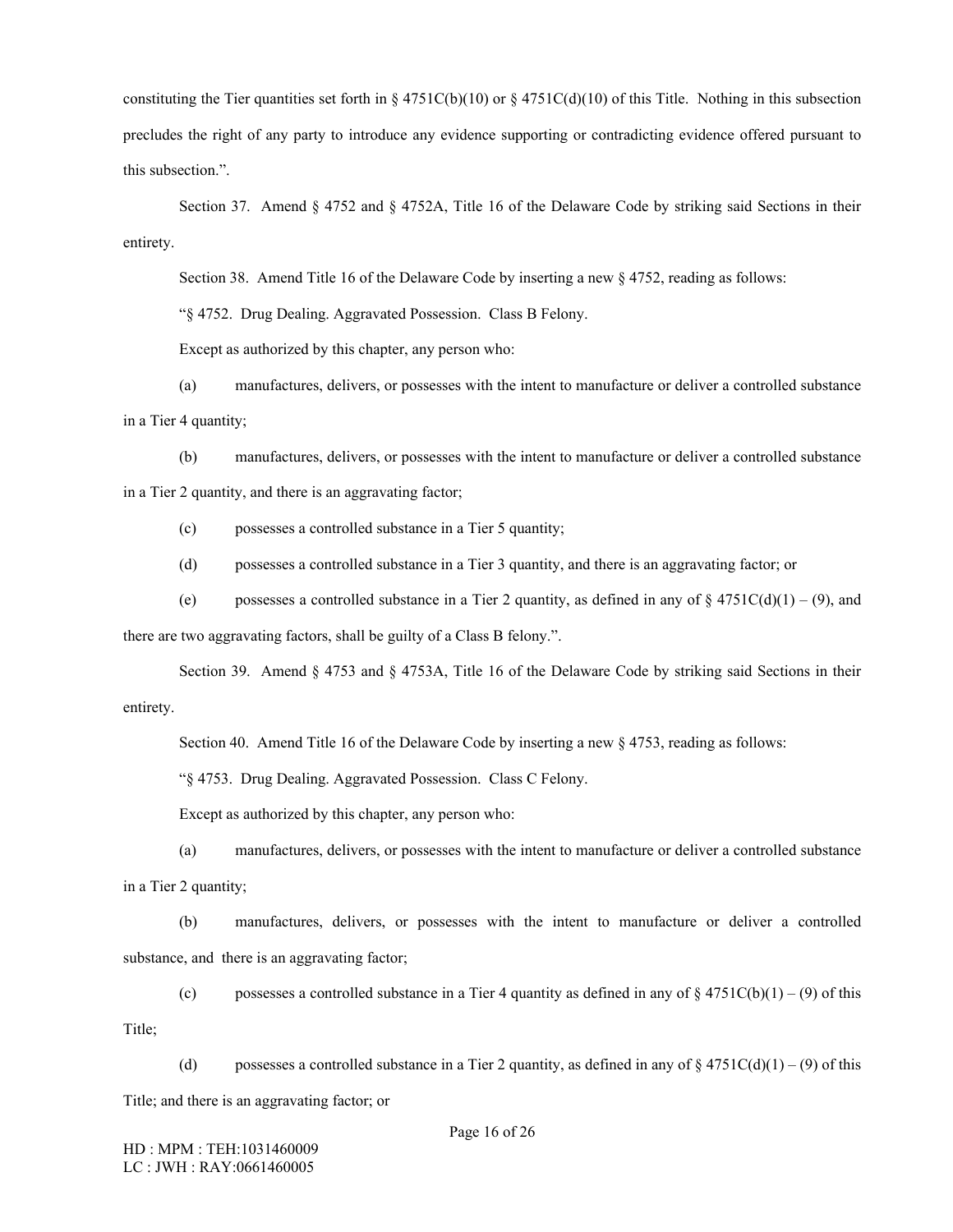constituting the Tier quantities set forth in § 4751C(b)(10) or § 4751C(d)(10) of this Title. Nothing in this subsection precludes the right of any party to introduce any evidence supporting or contradicting evidence offered pursuant to this subsection.".

Section 37. Amend § 4752 and § 4752A, Title 16 of the Delaware Code by striking said Sections in their entirety.

Section 38. Amend Title 16 of the Delaware Code by inserting a new § 4752, reading as follows:

"§ 4752. Drug Dealing. Aggravated Possession. Class B Felony.

Except as authorized by this chapter, any person who:

(a) manufactures, delivers, or possesses with the intent to manufacture or deliver a controlled substance in a Tier 4 quantity;

(b) manufactures, delivers, or possesses with the intent to manufacture or deliver a controlled substance in a Tier 2 quantity, and there is an aggravating factor;

(c) possesses a controlled substance in a Tier 5 quantity;

(d) possesses a controlled substance in a Tier 3 quantity, and there is an aggravating factor; or

(e) possesses a controlled substance in a Tier 2 quantity, as defined in any of § 4751C(d)(1) – (9), and there are two aggravating factors, shall be guilty of a Class B felony.".

Section 39. Amend § 4753 and § 4753A, Title 16 of the Delaware Code by striking said Sections in their entirety.

Section 40. Amend Title 16 of the Delaware Code by inserting a new § 4753, reading as follows:

"§ 4753. Drug Dealing. Aggravated Possession. Class C Felony.

Except as authorized by this chapter, any person who:

(a) manufactures, delivers, or possesses with the intent to manufacture or deliver a controlled substance in a Tier 2 quantity;

(b) manufactures, delivers, or possesses with the intent to manufacture or deliver a controlled substance, and there is an aggravating factor;

(c) possesses a controlled substance in a Tier 4 quantity as defined in any of § 4751C(b)(1) – (9) of this Title;

(d) possesses a controlled substance in a Tier 2 quantity, as defined in any of § 4751C(d)(1) – (9) of this Title; and there is an aggravating factor; or

HD : MPM : TEH:1031460009
LC : JWH : RAY:0661460005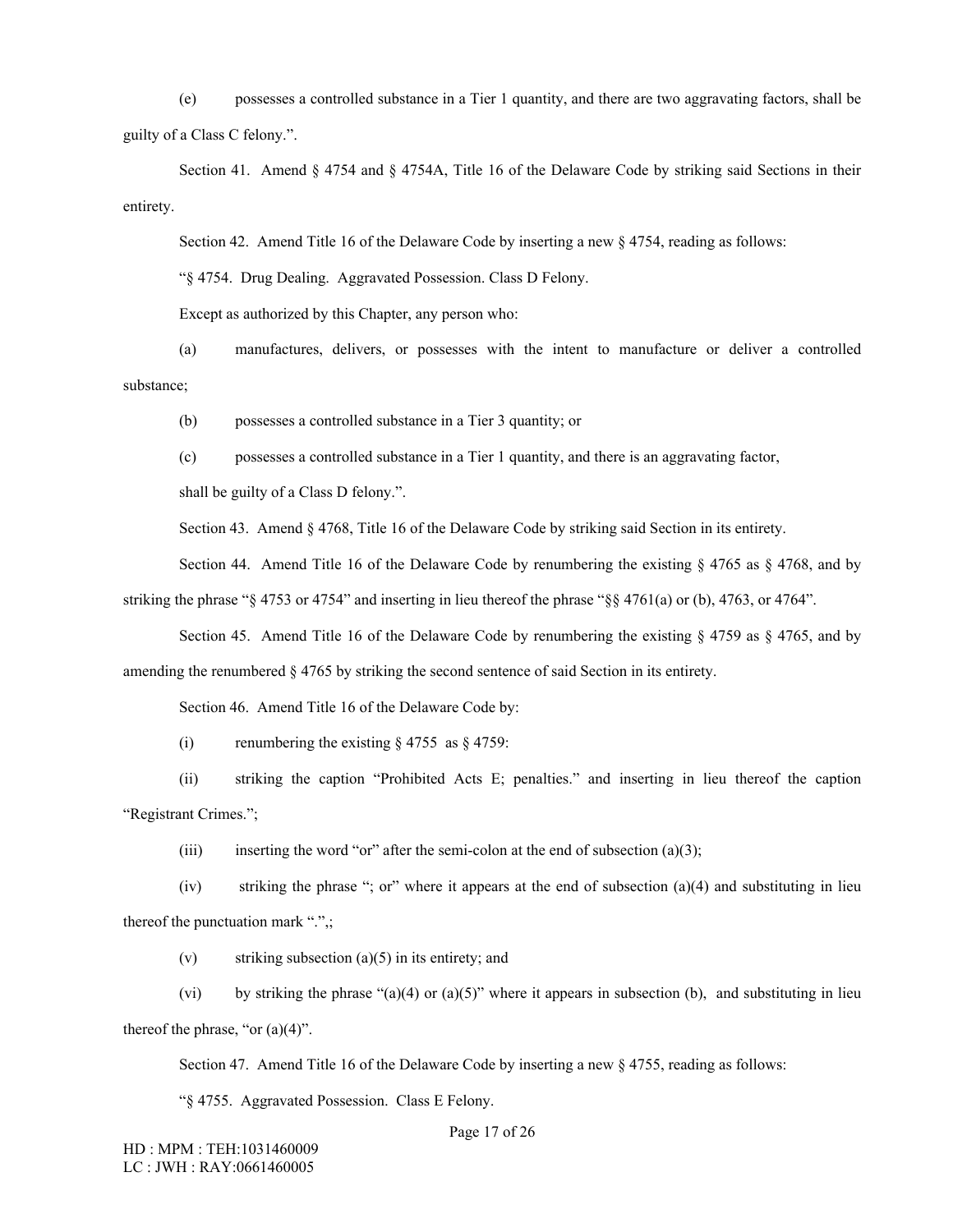(e) possesses a controlled substance in a Tier 1 quantity, and there are two aggravating factors, shall be guilty of a Class C felony.".

Section 41. Amend § 4754 and § 4754A, Title 16 of the Delaware Code by striking said Sections in their entirety.

Section 42. Amend Title 16 of the Delaware Code by inserting a new § 4754, reading as follows:

"§ 4754. Drug Dealing. Aggravated Possession. Class D Felony.

Except as authorized by this Chapter, any person who:

(a) manufactures, delivers, or possesses with the intent to manufacture or deliver a controlled substance;

(b) possesses a controlled substance in a Tier 3 quantity; or

(c) possesses a controlled substance in a Tier 1 quantity, and there is an aggravating factor,

shall be guilty of a Class D felony.".

Section 43. Amend § 4768, Title 16 of the Delaware Code by striking said Section in its entirety.

Section 44. Amend Title 16 of the Delaware Code by renumbering the existing § 4765 as § 4768, and by striking the phrase "§ 4753 or 4754" and inserting in lieu thereof the phrase "§§ 4761(a) or (b), 4763, or 4764".

Section 45. Amend Title 16 of the Delaware Code by renumbering the existing § 4759 as § 4765, and by amending the renumbered § 4765 by striking the second sentence of said Section in its entirety.

Section 46. Amend Title 16 of the Delaware Code by:

(i) renumbering the existing § 4755 as § 4759:

(ii) striking the caption "Prohibited Acts E; penalties." and inserting in lieu thereof the caption "Registrant Crimes.";

(iii) inserting the word "or" after the semi-colon at the end of subsection (a)(3);

(iv) striking the phrase "; or" where it appears at the end of subsection (a)(4) and substituting in lieu thereof the punctuation mark ".",;

(v) striking subsection (a)(5) in its entirety; and

(vi) by striking the phrase "(a)(4) or (a)(5)" where it appears in subsection (b), and substituting in lieu thereof the phrase, "or (a)(4)".

Section 47. Amend Title 16 of the Delaware Code by inserting a new § 4755, reading as follows:

"§ 4755. Aggravated Possession. Class E Felony.

HD : MPM : TEH:1031460009
LC : JWH : RAY:0661460005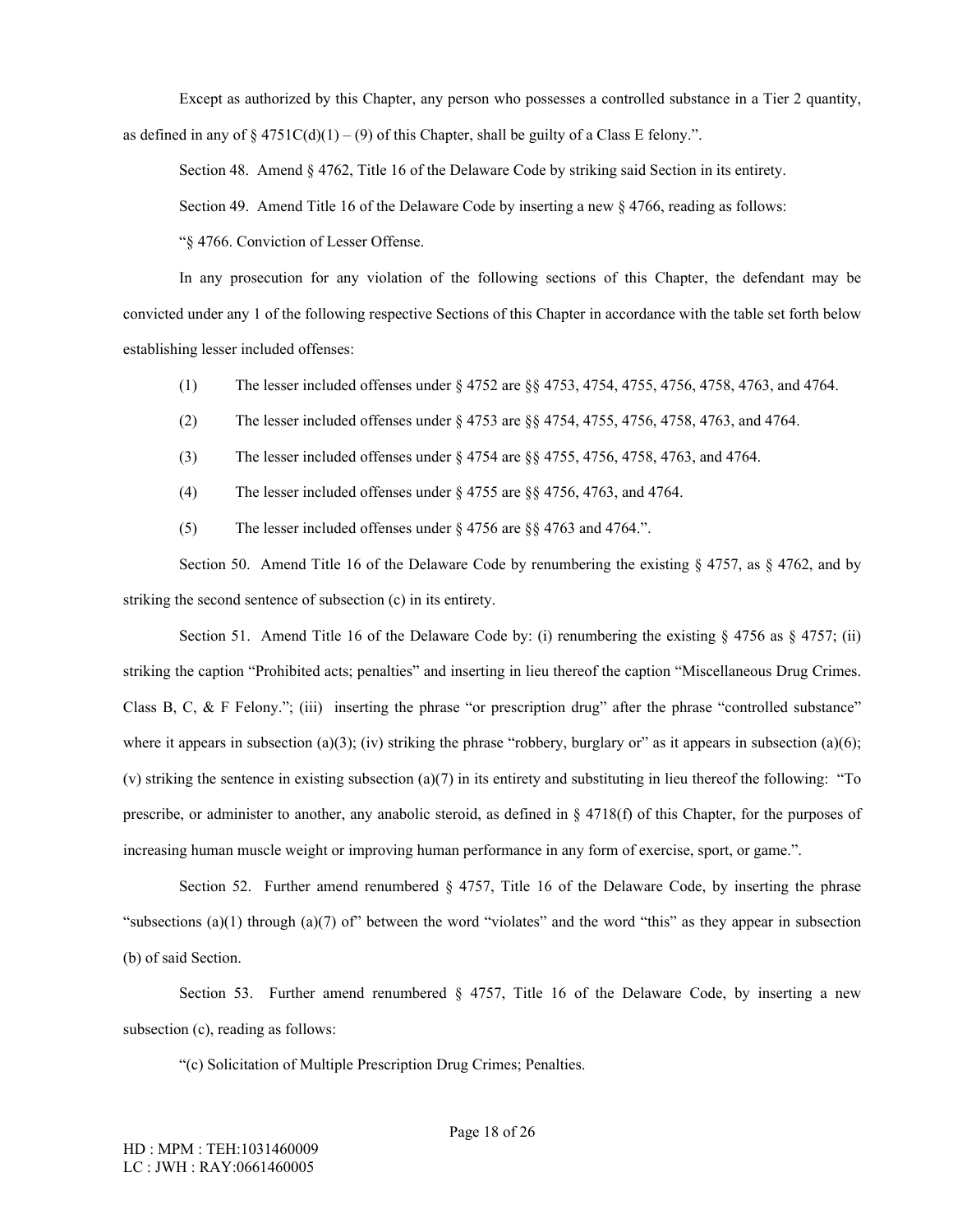Except as authorized by this Chapter, any person who possesses a controlled substance in a Tier 2 quantity, as defined in any of § 4751C(d)(1) – (9) of this Chapter, shall be guilty of a Class E felony.".

Section 48. Amend § 4762, Title 16 of the Delaware Code by striking said Section in its entirety.

Section 49. Amend Title 16 of the Delaware Code by inserting a new § 4766, reading as follows:

"§ 4766. Conviction of Lesser Offense.

In any prosecution for any violation of the following sections of this Chapter, the defendant may be convicted under any 1 of the following respective Sections of this Chapter in accordance with the table set forth below establishing lesser included offenses:

(1) The lesser included offenses under § 4752 are §§ 4753, 4754, 4755, 4756, 4758, 4763, and 4764.

(2) The lesser included offenses under § 4753 are §§ 4754, 4755, 4756, 4758, 4763, and 4764.

(3) The lesser included offenses under § 4754 are §§ 4755, 4756, 4758, 4763, and 4764.

(4) The lesser included offenses under § 4755 are §§ 4756, 4763, and 4764.

(5) The lesser included offenses under § 4756 are §§ 4763 and 4764.".

Section 50. Amend Title 16 of the Delaware Code by renumbering the existing § 4757, as § 4762, and by striking the second sentence of subsection (c) in its entirety.

Section 51. Amend Title 16 of the Delaware Code by: (i) renumbering the existing § 4756 as § 4757; (ii) striking the caption "Prohibited acts; penalties" and inserting in lieu thereof the caption "Miscellaneous Drug Crimes. Class B, C, & F Felony."; (iii) inserting the phrase "or prescription drug" after the phrase "controlled substance" where it appears in subsection (a)(3); (iv) striking the phrase "robbery, burglary or" as it appears in subsection (a)(6); (v) striking the sentence in existing subsection (a)(7) in its entirety and substituting in lieu thereof the following: "To prescribe, or administer to another, any anabolic steroid, as defined in § 4718(f) of this Chapter, for the purposes of increasing human muscle weight or improving human performance in any form of exercise, sport, or game.".

Section 52. Further amend renumbered § 4757, Title 16 of the Delaware Code, by inserting the phrase "subsections (a)(1) through (a)(7) of" between the word "violates" and the word "this" as they appear in subsection (b) of said Section.

Section 53. Further amend renumbered § 4757, Title 16 of the Delaware Code, by inserting a new subsection (c), reading as follows:

"(c) Solicitation of Multiple Prescription Drug Crimes; Penalties.

HD : MPM : TEH:1031460009
LC : JWH : RAY:0661460005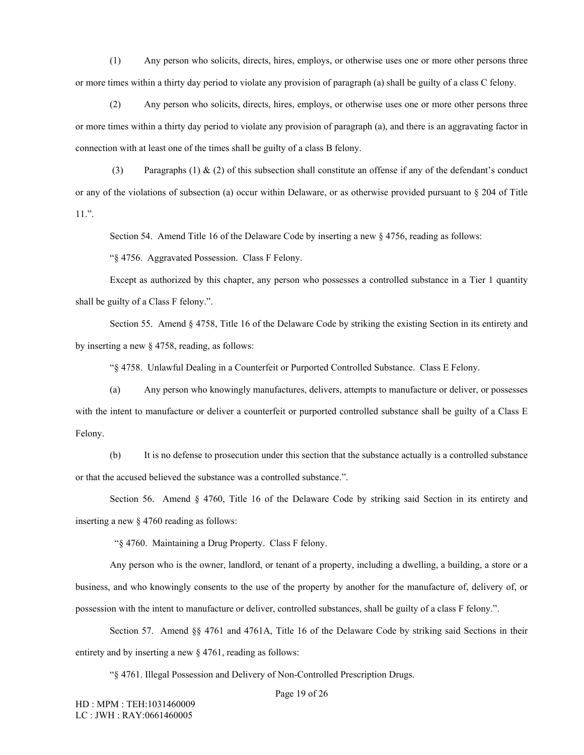(1) Any person who solicits, directs, hires, employs, or otherwise uses one or more other persons three or more times within a thirty day period to violate any provision of paragraph (a) shall be guilty of a class C felony.

(2) Any person who solicits, directs, hires, employs, or otherwise uses one or more other persons three or more times within a thirty day period to violate any provision of paragraph (a), and there is an aggravating factor in connection with at least one of the times shall be guilty of a class B felony.

(3) Paragraphs (1) & (2) of this subsection shall constitute an offense if any of the defendant's conduct or any of the violations of subsection (a) occur within Delaware, or as otherwise provided pursuant to § 204 of Title 11.".

Section 54. Amend Title 16 of the Delaware Code by inserting a new § 4756, reading as follows:

"§ 4756. Aggravated Possession. Class F Felony.

Except as authorized by this chapter, any person who possesses a controlled substance in a Tier 1 quantity shall be guilty of a Class F felony.".

Section 55. Amend § 4758, Title 16 of the Delaware Code by striking the existing Section in its entirety and by inserting a new § 4758, reading, as follows:

"§ 4758. Unlawful Dealing in a Counterfeit or Purported Controlled Substance. Class E Felony.

(a) Any person who knowingly manufactures, delivers, attempts to manufacture or deliver, or possesses with the intent to manufacture or deliver a counterfeit or purported controlled substance shall be guilty of a Class E Felony.

(b) It is no defense to prosecution under this section that the substance actually is a controlled substance or that the accused believed the substance was a controlled substance.".

Section 56. Amend § 4760, Title 16 of the Delaware Code by striking said Section in its entirety and inserting a new § 4760 reading as follows:

"§ 4760. Maintaining a Drug Property. Class F felony.

Any person who is the owner, landlord, or tenant of a property, including a dwelling, a building, a store or a business, and who knowingly consents to the use of the property by another for the manufacture of, delivery of, or possession with the intent to manufacture or deliver, controlled substances, shall be guilty of a class F felony.".

Section 57. Amend §§ 4761 and 4761A, Title 16 of the Delaware Code by striking said Sections in their entirety and by inserting a new § 4761, reading as follows:

"§ 4761. Illegal Possession and Delivery of Non-Controlled Prescription Drugs.

HD : MPM : TEH:1031460009
LC : JWH : RAY:0661460005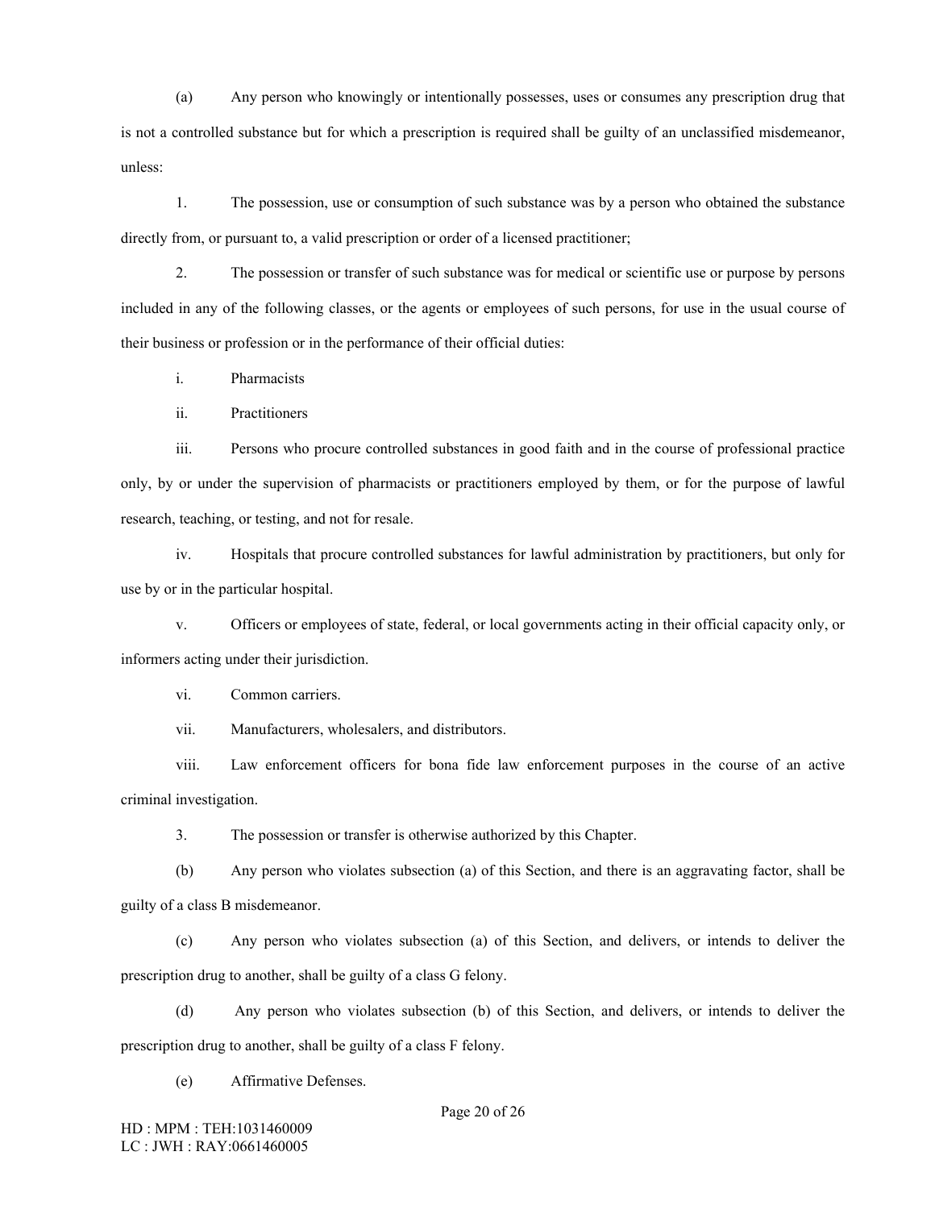(a) Any person who knowingly or intentionally possesses, uses or consumes any prescription drug that is not a controlled substance but for which a prescription is required shall be guilty of an unclassified misdemeanor, unless:

1. The possession, use or consumption of such substance was by a person who obtained the substance directly from, or pursuant to, a valid prescription or order of a licensed practitioner;

2. The possession or transfer of such substance was for medical or scientific use or purpose by persons included in any of the following classes, or the agents or employees of such persons, for use in the usual course of their business or profession or in the performance of their official duties:

i. Pharmacists

ii. Practitioners

iii. Persons who procure controlled substances in good faith and in the course of professional practice only, by or under the supervision of pharmacists or practitioners employed by them, or for the purpose of lawful research, teaching, or testing, and not for resale.

iv. Hospitals that procure controlled substances for lawful administration by practitioners, but only for use by or in the particular hospital.

v. Officers or employees of state, federal, or local governments acting in their official capacity only, or informers acting under their jurisdiction.

vi. Common carriers.

vii. Manufacturers, wholesalers, and distributors.

viii. Law enforcement officers for bona fide law enforcement purposes in the course of an active criminal investigation.

3. The possession or transfer is otherwise authorized by this Chapter.

(b) Any person who violates subsection (a) of this Section, and there is an aggravating factor, shall be guilty of a class B misdemeanor.

(c) Any person who violates subsection (a) of this Section, and delivers, or intends to deliver the prescription drug to another, shall be guilty of a class G felony.

(d) Any person who violates subsection (b) of this Section, and delivers, or intends to deliver the prescription drug to another, shall be guilty of a class F felony.

(e) Affirmative Defenses.

HD : MPM : TEH:1031460009
LC : JWH : RAY:0661460005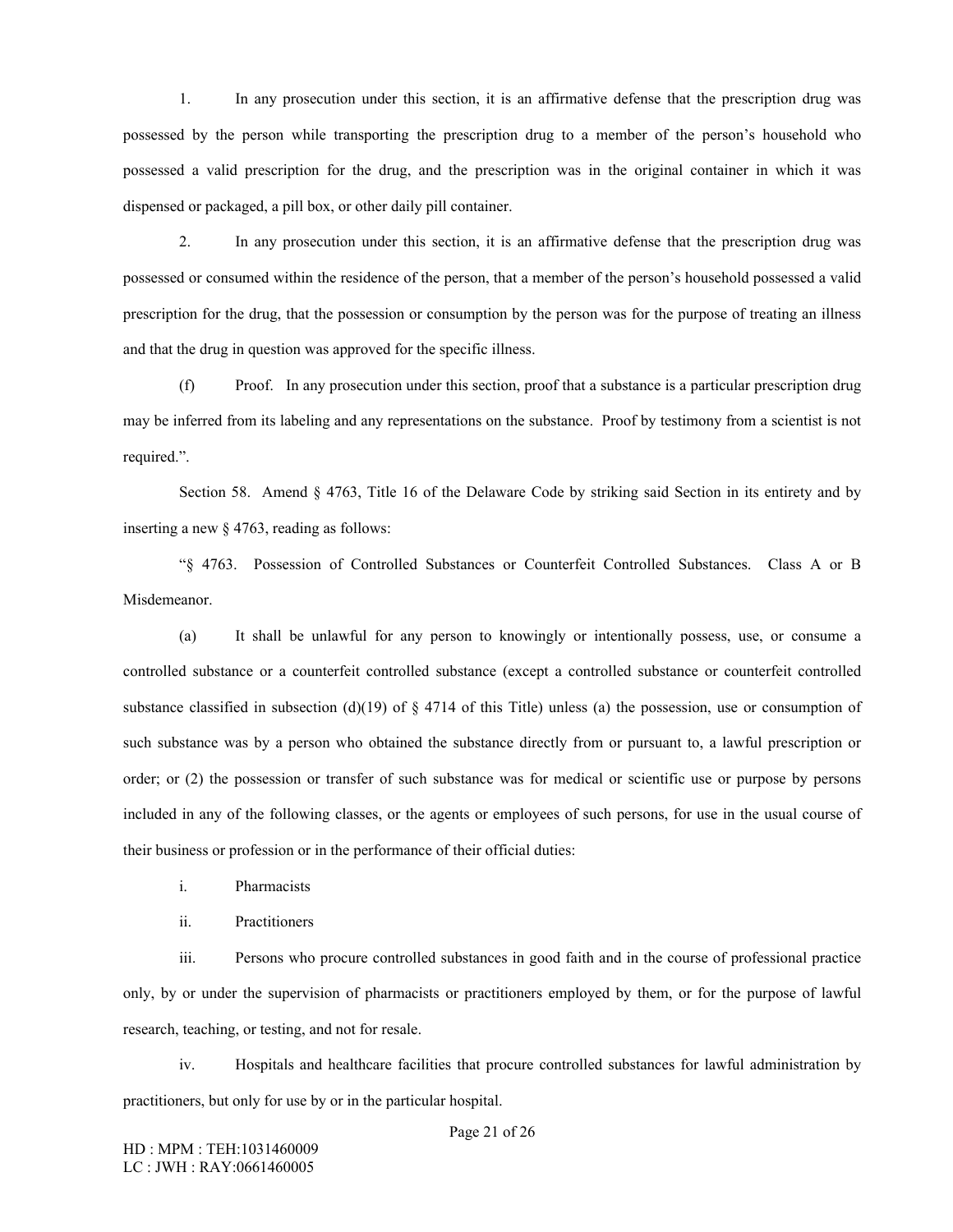1. In any prosecution under this section, it is an affirmative defense that the prescription drug was possessed by the person while transporting the prescription drug to a member of the person's household who possessed a valid prescription for the drug, and the prescription was in the original container in which it was dispensed or packaged, a pill box, or other daily pill container.

2. In any prosecution under this section, it is an affirmative defense that the prescription drug was possessed or consumed within the residence of the person, that a member of the person's household possessed a valid prescription for the drug, that the possession or consumption by the person was for the purpose of treating an illness and that the drug in question was approved for the specific illness.

(f) Proof. In any prosecution under this section, proof that a substance is a particular prescription drug may be inferred from its labeling and any representations on the substance. Proof by testimony from a scientist is not required.".

Section 58. Amend § 4763, Title 16 of the Delaware Code by striking said Section in its entirety and by inserting a new § 4763, reading as follows:

"§ 4763. Possession of Controlled Substances or Counterfeit Controlled Substances. Class A or B Misdemeanor.

(a) It shall be unlawful for any person to knowingly or intentionally possess, use, or consume a controlled substance or a counterfeit controlled substance (except a controlled substance or counterfeit controlled substance classified in subsection (d)(19) of § 4714 of this Title) unless (a) the possession, use or consumption of such substance was by a person who obtained the substance directly from or pursuant to, a lawful prescription or order; or (2) the possession or transfer of such substance was for medical or scientific use or purpose by persons included in any of the following classes, or the agents or employees of such persons, for use in the usual course of their business or profession or in the performance of their official duties:

i. Pharmacists

ii. Practitioners

iii. Persons who procure controlled substances in good faith and in the course of professional practice only, by or under the supervision of pharmacists or practitioners employed by them, or for the purpose of lawful research, teaching, or testing, and not for resale.

iv. Hospitals and healthcare facilities that procure controlled substances for lawful administration by practitioners, but only for use by or in the particular hospital.

HD : MPM : TEH:1031460009
LC : JWH : RAY:0661460005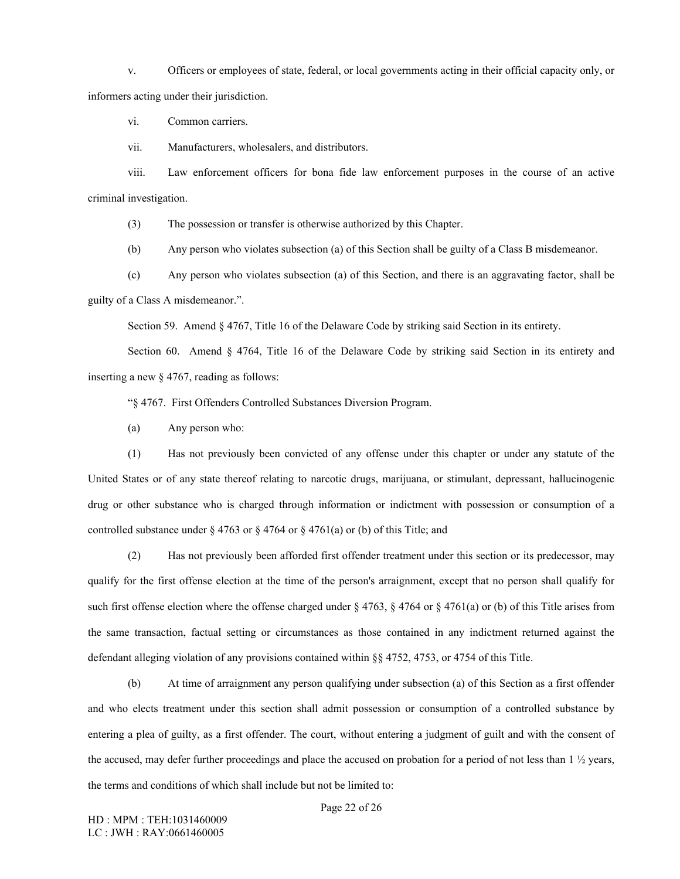v. Officers or employees of state, federal, or local governments acting in their official capacity only, or informers acting under their jurisdiction.

vi. Common carriers.

vii. Manufacturers, wholesalers, and distributors.

viii. Law enforcement officers for bona fide law enforcement purposes in the course of an active criminal investigation.

(3) The possession or transfer is otherwise authorized by this Chapter.

(b) Any person who violates subsection (a) of this Section shall be guilty of a Class B misdemeanor.

(c) Any person who violates subsection (a) of this Section, and there is an aggravating factor, shall be guilty of a Class A misdemeanor.".

Section 59. Amend § 4767, Title 16 of the Delaware Code by striking said Section in its entirety.

Section 60. Amend § 4764, Title 16 of the Delaware Code by striking said Section in its entirety and inserting a new § 4767, reading as follows:

"§ 4767. First Offenders Controlled Substances Diversion Program.

(a) Any person who:

(1) Has not previously been convicted of any offense under this chapter or under any statute of the United States or of any state thereof relating to narcotic drugs, marijuana, or stimulant, depressant, hallucinogenic drug or other substance who is charged through information or indictment with possession or consumption of a controlled substance under § 4763 or § 4764 or § 4761(a) or (b) of this Title; and

(2) Has not previously been afforded first offender treatment under this section or its predecessor, may qualify for the first offense election at the time of the person's arraignment, except that no person shall qualify for such first offense election where the offense charged under § 4763, § 4764 or § 4761(a) or (b) of this Title arises from the same transaction, factual setting or circumstances as those contained in any indictment returned against the defendant alleging violation of any provisions contained within §§ 4752, 4753, or 4754 of this Title.

(b) At time of arraignment any person qualifying under subsection (a) of this Section as a first offender and who elects treatment under this section shall admit possession or consumption of a controlled substance by entering a plea of guilty, as a first offender. The court, without entering a judgment of guilt and with the consent of the accused, may defer further proceedings and place the accused on probation for a period of not less than 1 ½ years, the terms and conditions of which shall include but not be limited to:

HD : MPM : TEH:1031460009
LC : JWH : RAY:0661460005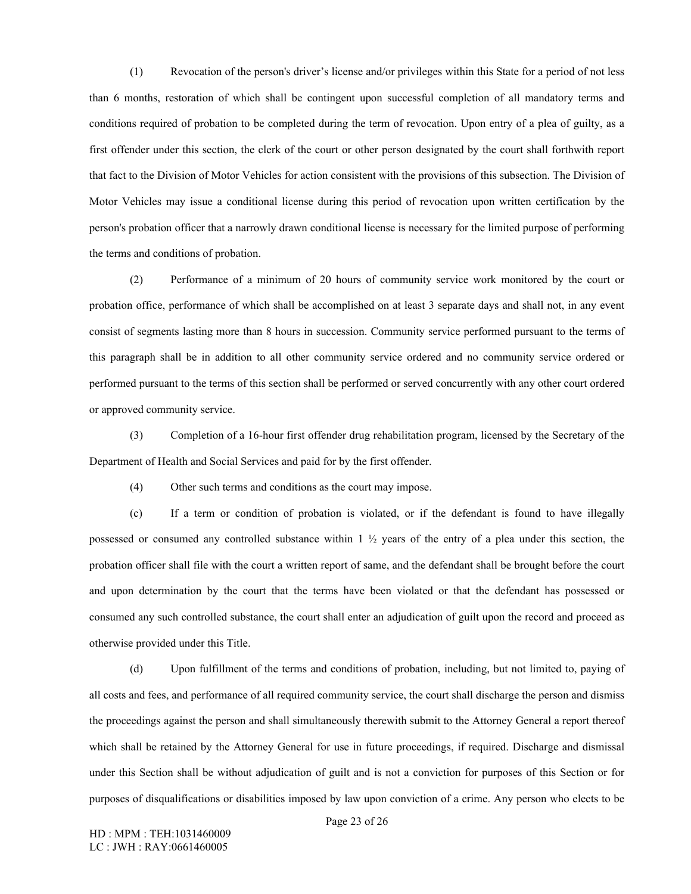(1) Revocation of the person's driver's license and/or privileges within this State for a period of not less than 6 months, restoration of which shall be contingent upon successful completion of all mandatory terms and conditions required of probation to be completed during the term of revocation. Upon entry of a plea of guilty, as a first offender under this section, the clerk of the court or other person designated by the court shall forthwith report that fact to the Division of Motor Vehicles for action consistent with the provisions of this subsection. The Division of Motor Vehicles may issue a conditional license during this period of revocation upon written certification by the person's probation officer that a narrowly drawn conditional license is necessary for the limited purpose of performing the terms and conditions of probation.

(2) Performance of a minimum of 20 hours of community service work monitored by the court or probation office, performance of which shall be accomplished on at least 3 separate days and shall not, in any event consist of segments lasting more than 8 hours in succession. Community service performed pursuant to the terms of this paragraph shall be in addition to all other community service ordered and no community service ordered or performed pursuant to the terms of this section shall be performed or served concurrently with any other court ordered or approved community service.

(3) Completion of a 16-hour first offender drug rehabilitation program, licensed by the Secretary of the Department of Health and Social Services and paid for by the first offender.

(4) Other such terms and conditions as the court may impose.

(c) If a term or condition of probation is violated, or if the defendant is found to have illegally possessed or consumed any controlled substance within 1 ½ years of the entry of a plea under this section, the probation officer shall file with the court a written report of same, and the defendant shall be brought before the court and upon determination by the court that the terms have been violated or that the defendant has possessed or consumed any such controlled substance, the court shall enter an adjudication of guilt upon the record and proceed as otherwise provided under this Title.

(d) Upon fulfillment of the terms and conditions of probation, including, but not limited to, paying of all costs and fees, and performance of all required community service, the court shall discharge the person and dismiss the proceedings against the person and shall simultaneously therewith submit to the Attorney General a report thereof which shall be retained by the Attorney General for use in future proceedings, if required. Discharge and dismissal under this Section shall be without adjudication of guilt and is not a conviction for purposes of this Section or for purposes of disqualifications or disabilities imposed by law upon conviction of a crime. Any person who elects to be

HD : MPM : TEH:1031460009
LC : JWH : RAY:0661460005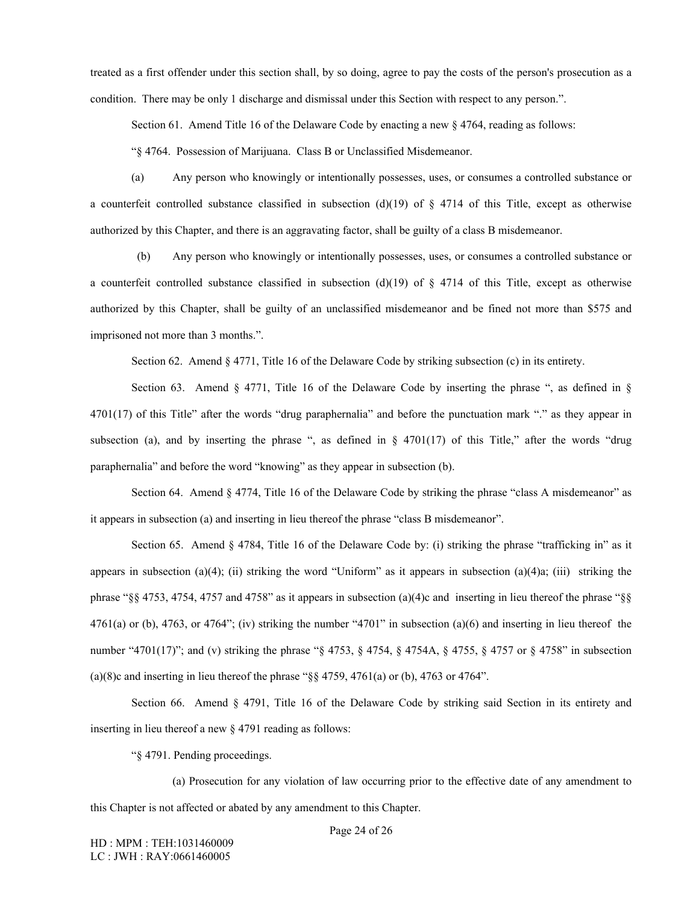treated as a first offender under this section shall, by so doing, agree to pay the costs of the person's prosecution as a condition. There may be only 1 discharge and dismissal under this Section with respect to any person.".

Section 61. Amend Title 16 of the Delaware Code by enacting a new § 4764, reading as follows:

"§ 4764. Possession of Marijuana. Class B or Unclassified Misdemeanor.

(a) Any person who knowingly or intentionally possesses, uses, or consumes a controlled substance or a counterfeit controlled substance classified in subsection (d)(19) of § 4714 of this Title, except as otherwise authorized by this Chapter, and there is an aggravating factor, shall be guilty of a class B misdemeanor.

(b) Any person who knowingly or intentionally possesses, uses, or consumes a controlled substance or a counterfeit controlled substance classified in subsection (d)(19) of § 4714 of this Title, except as otherwise authorized by this Chapter, shall be guilty of an unclassified misdemeanor and be fined not more than $575 and imprisoned not more than 3 months.".

Section 62. Amend § 4771, Title 16 of the Delaware Code by striking subsection (c) in its entirety.

Section 63. Amend § 4771, Title 16 of the Delaware Code by inserting the phrase ", as defined in § 4701(17) of this Title" after the words "drug paraphernalia" and before the punctuation mark "." as they appear in subsection (a), and by inserting the phrase ", as defined in § 4701(17) of this Title," after the words "drug paraphernalia" and before the word "knowing" as they appear in subsection (b).

Section 64. Amend § 4774, Title 16 of the Delaware Code by striking the phrase "class A misdemeanor" as it appears in subsection (a) and inserting in lieu thereof the phrase "class B misdemeanor".

Section 65. Amend § 4784, Title 16 of the Delaware Code by: (i) striking the phrase "trafficking in" as it appears in subsection (a)(4); (ii) striking the word "Uniform" as it appears in subsection (a)(4)a; (iii) striking the phrase "§§ 4753, 4754, 4757 and 4758" as it appears in subsection (a)(4)c and inserting in lieu thereof the phrase "§§ 4761(a) or (b), 4763, or 4764"; (iv) striking the number "4701" in subsection (a)(6) and inserting in lieu thereof the number "4701(17)"; and (v) striking the phrase "§ 4753, § 4754, § 4754A, § 4755, § 4757 or § 4758" in subsection (a)(8)c and inserting in lieu thereof the phrase "§§ 4759, 4761(a) or (b), 4763 or 4764".

Section 66. Amend § 4791, Title 16 of the Delaware Code by striking said Section in its entirety and inserting in lieu thereof a new § 4791 reading as follows:

"§ 4791. Pending proceedings.

(a) Prosecution for any violation of law occurring prior to the effective date of any amendment to this Chapter is not affected or abated by any amendment to this Chapter.

HD : MPM : TEH:1031460009
LC : JWH : RAY:0661460005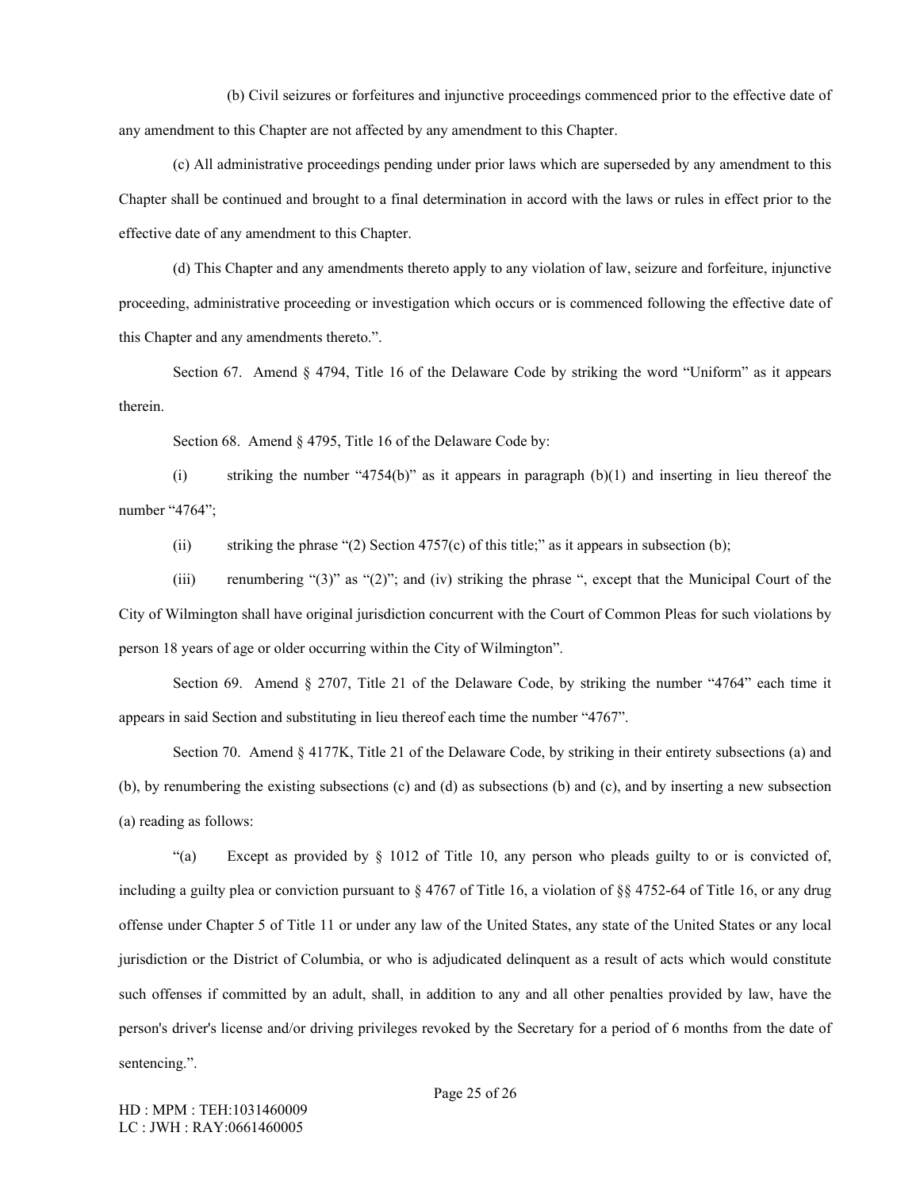(b) Civil seizures or forfeitures and injunctive proceedings commenced prior to the effective date of any amendment to this Chapter are not affected by any amendment to this Chapter.

(c) All administrative proceedings pending under prior laws which are superseded by any amendment to this Chapter shall be continued and brought to a final determination in accord with the laws or rules in effect prior to the effective date of any amendment to this Chapter.

(d) This Chapter and any amendments thereto apply to any violation of law, seizure and forfeiture, injunctive proceeding, administrative proceeding or investigation which occurs or is commenced following the effective date of this Chapter and any amendments thereto.".

Section 67. Amend § 4794, Title 16 of the Delaware Code by striking the word "Uniform" as it appears therein.

Section 68. Amend § 4795, Title 16 of the Delaware Code by:

(i) striking the number "4754(b)" as it appears in paragraph (b)(1) and inserting in lieu thereof the number "4764";

(ii) striking the phrase "(2) Section 4757(c) of this title;" as it appears in subsection (b);

(iii) renumbering "(3)" as "(2)"; and (iv) striking the phrase ", except that the Municipal Court of the City of Wilmington shall have original jurisdiction concurrent with the Court of Common Pleas for such violations by person 18 years of age or older occurring within the City of Wilmington".

Section 69. Amend § 2707, Title 21 of the Delaware Code, by striking the number "4764" each time it appears in said Section and substituting in lieu thereof each time the number "4767".

Section 70. Amend § 4177K, Title 21 of the Delaware Code, by striking in their entirety subsections (a) and (b), by renumbering the existing subsections (c) and (d) as subsections (b) and (c), and by inserting a new subsection (a) reading as follows:

"(a) Except as provided by § 1012 of Title 10, any person who pleads guilty to or is convicted of, including a guilty plea or conviction pursuant to § 4767 of Title 16, a violation of §§ 4752-64 of Title 16, or any drug offense under Chapter 5 of Title 11 or under any law of the United States, any state of the United States or any local jurisdiction or the District of Columbia, or who is adjudicated delinquent as a result of acts which would constitute such offenses if committed by an adult, shall, in addition to any and all other penalties provided by law, have the person's driver's license and/or driving privileges revoked by the Secretary for a period of 6 months from the date of sentencing.".

HD : MPM : TEH:1031460009
LC : JWH : RAY:0661460005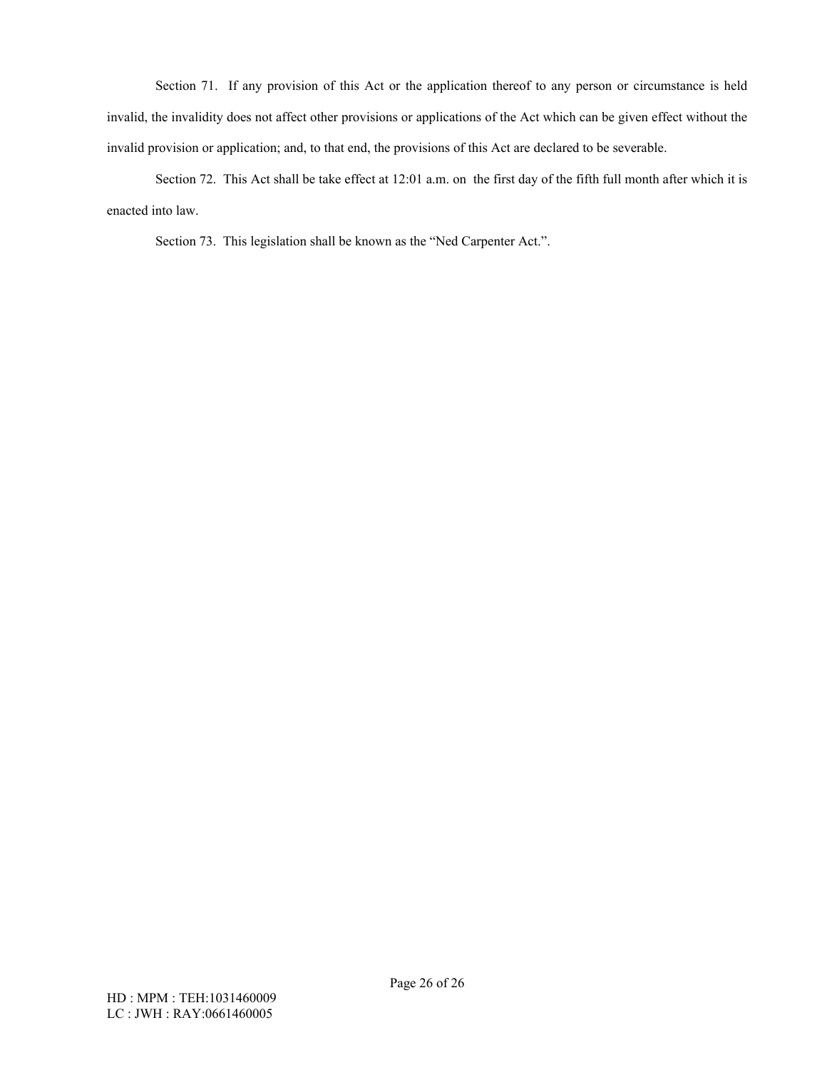Section 71. If any provision of this Act or the application thereof to any person or circumstance is held invalid, the invalidity does not affect other provisions or applications of the Act which can be given effect without the invalid provision or application; and, to that end, the provisions of this Act are declared to be severable.

Section 72. This Act shall be take effect at 12:01 a.m. on the first day of the fifth full month after which it is enacted into law.

Section 73. This legislation shall be known as the "Ned Carpenter Act.".

HD : MPM : TEH:1031460009
LC : JWH : RAY:0661460005